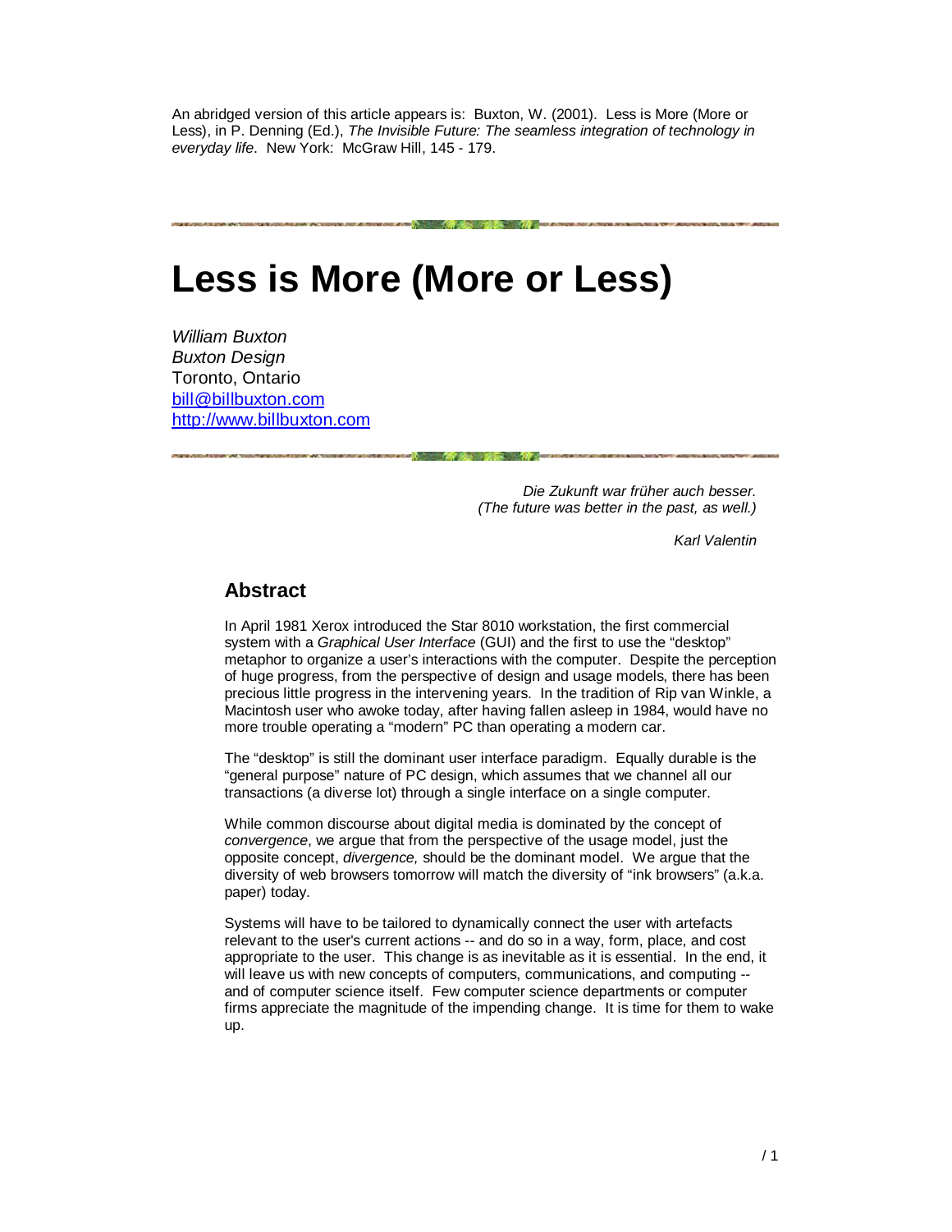An abridged version of this article appears is: Buxton, W. (2001). Less is More (More or Less), in P. Denning (Ed.), *The Invisible Future: The seamless integration of technology in everyday life*. New York: McGraw Hill, 145 - 179.

# Less is More (More or Less)

*William Buxton*
*Buxton Design*
Toronto, Ontario
bill@billbuxton.com
http://www.billbuxton.com

> *Die Zukunft war früher auch besser.*
> *(The future was better in the past, as well.)*
>
> *Karl Valentin*

## Abstract

In April 1981 Xerox introduced the Star 8010 workstation, the first commercial system with a *Graphical User Interface* (GUI) and the first to use the "desktop" metaphor to organize a user's interactions with the computer. Despite the perception of huge progress, from the perspective of design and usage models, there has been precious little progress in the intervening years. In the tradition of Rip van Winkle, a Macintosh user who awoke today, after having fallen asleep in 1984, would have no more trouble operating a "modern" PC than operating a modern car.

The "desktop" is still the dominant user interface paradigm. Equally durable is the "general purpose" nature of PC design, which assumes that we channel all our transactions (a diverse lot) through a single interface on a single computer.

While common discourse about digital media is dominated by the concept of *convergence*, we argue that from the perspective of the usage model, just the opposite concept, *divergence,* should be the dominant model. We argue that the diversity of web browsers tomorrow will match the diversity of "ink browsers" (a.k.a. paper) today.

Systems will have to be tailored to dynamically connect the user with artefacts relevant to the user's current actions -- and do so in a way, form, place, and cost appropriate to the user. This change is as inevitable as it is essential. In the end, it will leave us with new concepts of computers, communications, and computing -- and of computer science itself. Few computer science departments or computer firms appreciate the magnitude of the impending change. It is time for them to wake up.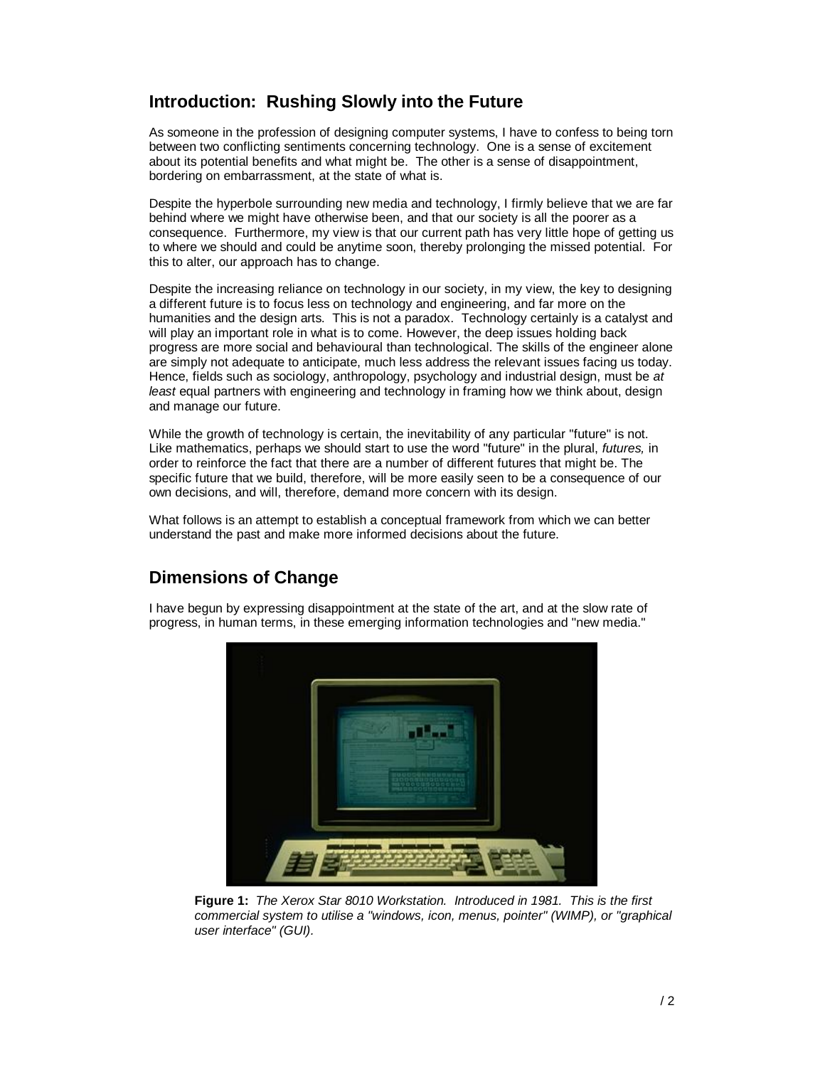## Introduction: Rushing Slowly into the Future

As someone in the profession of designing computer systems, I have to confess to being torn between two conflicting sentiments concerning technology. One is a sense of excitement about its potential benefits and what might be. The other is a sense of disappointment, bordering on embarrassment, at the state of what is.

Despite the hyperbole surrounding new media and technology, I firmly believe that we are far behind where we might have otherwise been, and that our society is all the poorer as a consequence. Furthermore, my view is that our current path has very little hope of getting us to where we should and could be anytime soon, thereby prolonging the missed potential. For this to alter, our approach has to change.

Despite the increasing reliance on technology in our society, in my view, the key to designing a different future is to focus less on technology and engineering, and far more on the humanities and the design arts. This is not a paradox. Technology certainly is a catalyst and will play an important role in what is to come. However, the deep issues holding back progress are more social and behavioural than technological. The skills of the engineer alone are simply not adequate to anticipate, much less address the relevant issues facing us today. Hence, fields such as sociology, anthropology, psychology and industrial design, must be *at least* equal partners with engineering and technology in framing how we think about, design and manage our future.

While the growth of technology is certain, the inevitability of any particular "future" is not. Like mathematics, perhaps we should start to use the word "future" in the plural, *futures,* in order to reinforce the fact that there are a number of different futures that might be. The specific future that we build, therefore, will be more easily seen to be a consequence of our own decisions, and will, therefore, demand more concern with its design.

What follows is an attempt to establish a conceptual framework from which we can better understand the past and make more informed decisions about the future.

## Dimensions of Change

I have begun by expressing disappointment at the state of the art, and at the slow rate of progress, in human terms, in these emerging information technologies and "new media."

**Figure 1:** *The Xerox Star 8010 Workstation. Introduced in 1981. This is the first commercial system to utilise a "windows, icon, menus, pointer" (WIMP), or "graphical user interface" (GUI).*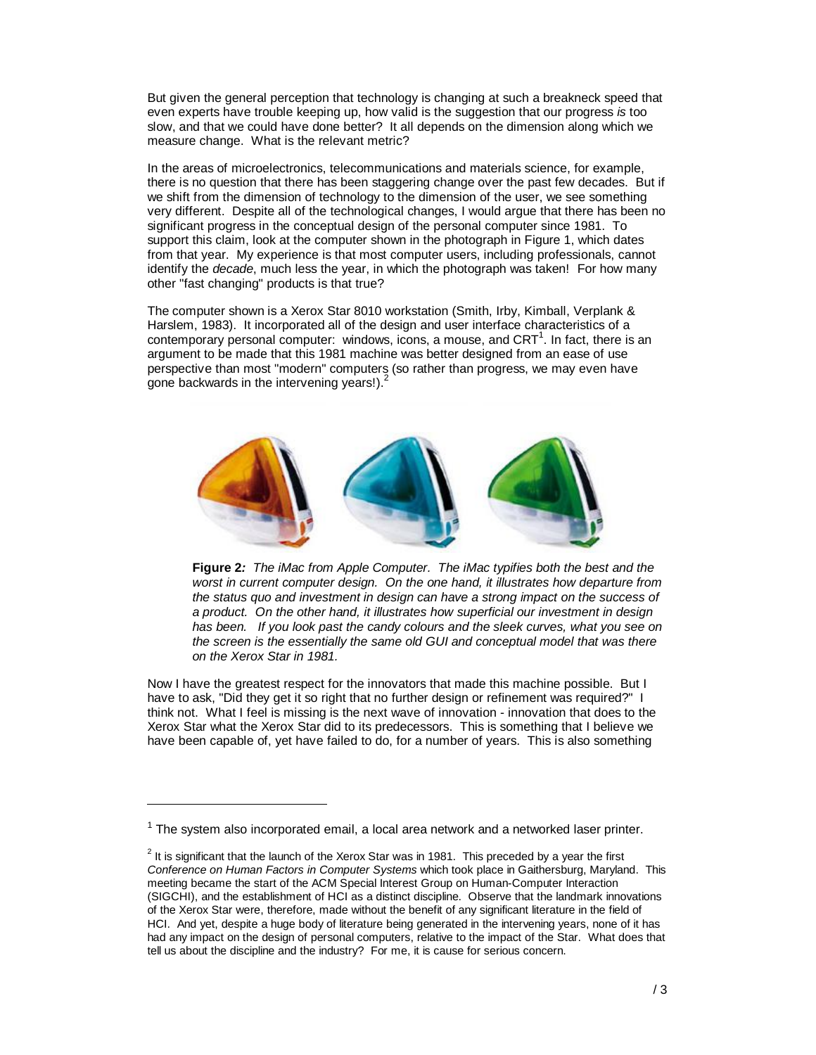But given the general perception that technology is changing at such a breakneck speed that even experts have trouble keeping up, how valid is the suggestion that our progress *is* too slow, and that we could have done better? It all depends on the dimension along which we measure change. What is the relevant metric?

In the areas of microelectronics, telecommunications and materials science, for example, there is no question that there has been staggering change over the past few decades. But if we shift from the dimension of technology to the dimension of the user, we see something very different. Despite all of the technological changes, I would argue that there has been no significant progress in the conceptual design of the personal computer since 1981. To support this claim, look at the computer shown in the photograph in Figure 1, which dates from that year. My experience is that most computer users, including professionals, cannot identify the *decade*, much less the year, in which the photograph was taken! For how many other "fast changing" products is that true?

The computer shown is a Xerox Star 8010 workstation (Smith, Irby, Kimball, Verplank & Harslem, 1983). It incorporated all of the design and user interface characteristics of a contemporary personal computer: windows, icons, a mouse, and CRT[1]. In fact, there is an argument to be made that this 1981 machine was better designed from an ease of use perspective than most "modern" computers (so rather than progress, we may even have gone backwards in the intervening years!).[2]

**Figure 2***: The iMac from Apple Computer. The iMac typifies both the best and the worst in current computer design. On the one hand, it illustrates how departure from the status quo and investment in design can have a strong impact on the success of a product. On the other hand, it illustrates how superficial our investment in design has been. If you look past the candy colours and the sleek curves, what you see on the screen is the essentially the same old GUI and conceptual model that was there on the Xerox Star in 1981.*

Now I have the greatest respect for the innovators that made this machine possible. But I have to ask, "Did they get it so right that no further design or refinement was required?" I think not. What I feel is missing is the next wave of innovation - innovation that does to the Xerox Star what the Xerox Star did to its predecessors. This is something that I believe we have been capable of, yet have failed to do, for a number of years. This is also something

---

[1] The system also incorporated email, a local area network and a networked laser printer.

[2] It is significant that the launch of the Xerox Star was in 1981. This preceded by a year the first *Conference on Human Factors in Computer Systems* which took place in Gaithersburg, Maryland. This meeting became the start of the ACM Special Interest Group on Human-Computer Interaction (SIGCHI), and the establishment of HCI as a distinct discipline. Observe that the landmark innovations of the Xerox Star were, therefore, made without the benefit of any significant literature in the field of HCI. And yet, despite a huge body of literature being generated in the intervening years, none of it has had any impact on the design of personal computers, relative to the impact of the Star. What does that tell us about the discipline and the industry? For me, it is cause for serious concern.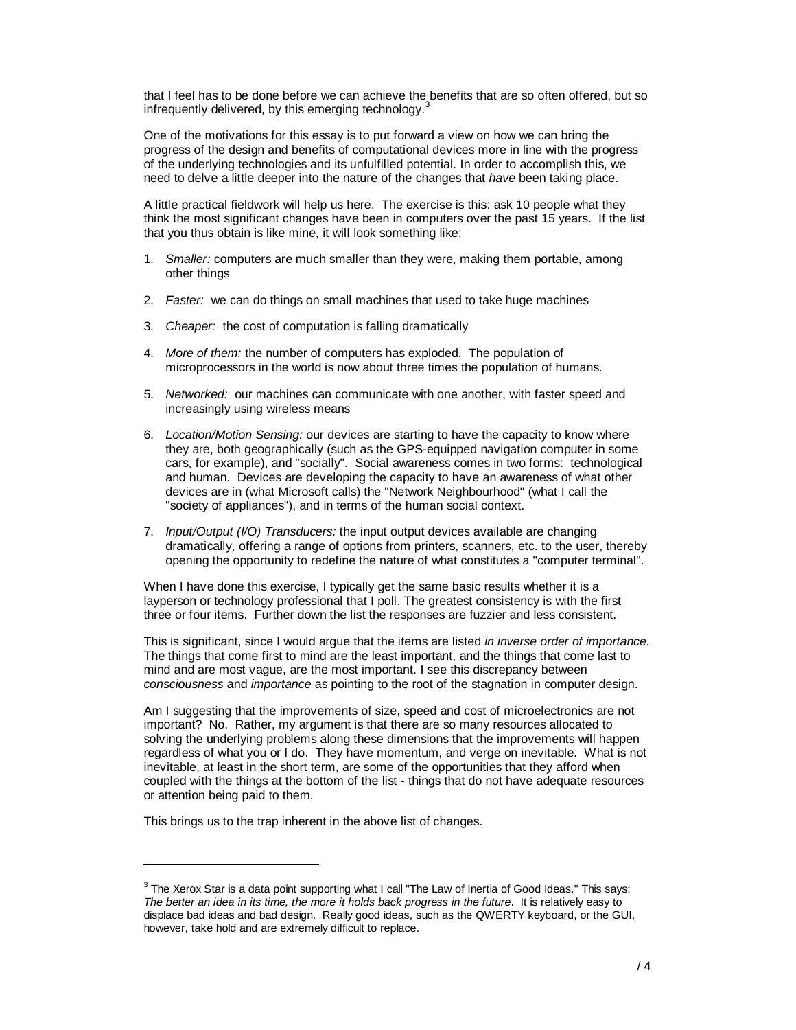that I feel has to be done before we can achieve the benefits that are so often offered, but so infrequently delivered, by this emerging technology.[3]

One of the motivations for this essay is to put forward a view on how we can bring the progress of the design and benefits of computational devices more in line with the progress of the underlying technologies and its unfulfilled potential. In order to accomplish this, we need to delve a little deeper into the nature of the changes that *have* been taking place.

A little practical fieldwork will help us here. The exercise is this: ask 10 people what they think the most significant changes have been in computers over the past 15 years. If the list that you thus obtain is like mine, it will look something like:

1. *Smaller:* computers are much smaller than they were, making them portable, among other things

2. *Faster:* we can do things on small machines that used to take huge machines

3. *Cheaper:* the cost of computation is falling dramatically

4. *More of them:* the number of computers has exploded. The population of microprocessors in the world is now about three times the population of humans.

5. *Networked:* our machines can communicate with one another, with faster speed and increasingly using wireless means

6. *Location/Motion Sensing:* our devices are starting to have the capacity to know where they are, both geographically (such as the GPS-equipped navigation computer in some cars, for example), and "socially". Social awareness comes in two forms: technological and human. Devices are developing the capacity to have an awareness of what other devices are in (what Microsoft calls) the "Network Neighbourhood" (what I call the "society of appliances"), and in terms of the human social context.

7. *Input/Output (I/O) Transducers:* the input output devices available are changing dramatically, offering a range of options from printers, scanners, etc. to the user, thereby opening the opportunity to redefine the nature of what constitutes a "computer terminal".

When I have done this exercise, I typically get the same basic results whether it is a layperson or technology professional that I poll. The greatest consistency is with the first three or four items. Further down the list the responses are fuzzier and less consistent.

This is significant, since I would argue that the items are listed *in inverse order of importance*. The things that come first to mind are the least important, and the things that come last to mind and are most vague, are the most important. I see this discrepancy between *consciousness* and *importance* as pointing to the root of the stagnation in computer design.

Am I suggesting that the improvements of size, speed and cost of microelectronics are not important? No. Rather, my argument is that there are so many resources allocated to solving the underlying problems along these dimensions that the improvements will happen regardless of what you or I do. They have momentum, and verge on inevitable. What is not inevitable, at least in the short term, are some of the opportunities that they afford when coupled with the things at the bottom of the list - things that do not have adequate resources or attention being paid to them.

This brings us to the trap inherent in the above list of changes.

---

[3] The Xerox Star is a data point supporting what I call "The Law of Inertia of Good Ideas." This says: *The better an idea in its time, the more it holds back progress in the future*. It is relatively easy to displace bad ideas and bad design. Really good ideas, such as the QWERTY keyboard, or the GUI, however, take hold and are extremely difficult to replace.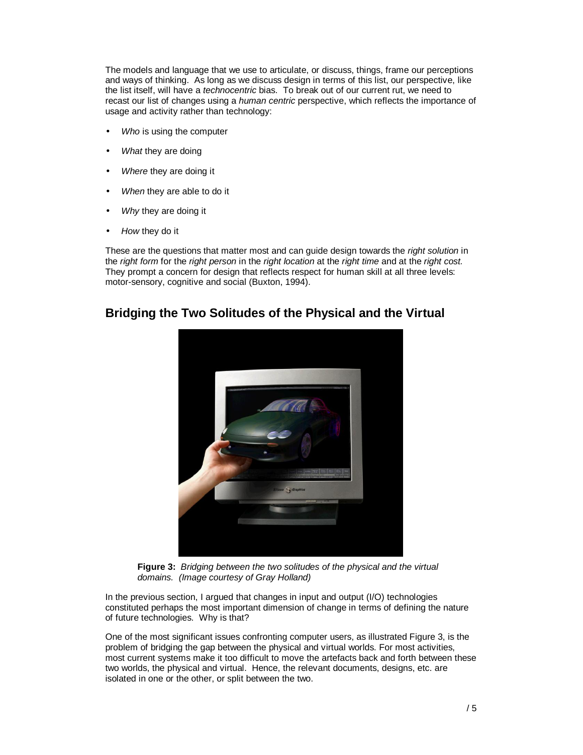The models and language that we use to articulate, or discuss, things, frame our perceptions and ways of thinking. As long as we discuss design in terms of this list, our perspective, like the list itself, will have a *technocentric* bias. To break out of our current rut, we need to recast our list of changes using a *human centric* perspective, which reflects the importance of usage and activity rather than technology:

- *Who* is using the computer
- *What* they are doing
- *Where* they are doing it
- *When* they are able to do it
- *Why* they are doing it
- *How* they do it

These are the questions that matter most and can guide design towards the *right solution* in the *right form* for the *right person* in the *right location* at the *right time* and at the *right cost.* They prompt a concern for design that reflects respect for human skill at all three levels: motor-sensory, cognitive and social (Buxton, 1994).

## Bridging the Two Solitudes of the Physical and the Virtual

**Figure 3:** *Bridging between the two solitudes of the physical and the virtual domains. (Image courtesy of Gray Holland)*

In the previous section, I argued that changes in input and output (I/O) technologies constituted perhaps the most important dimension of change in terms of defining the nature of future technologies. Why is that?

One of the most significant issues confronting computer users, as illustrated Figure 3, is the problem of bridging the gap between the physical and virtual worlds. For most activities, most current systems make it too difficult to move the artefacts back and forth between these two worlds, the physical and virtual. Hence, the relevant documents, designs, etc. are isolated in one or the other, or split between the two.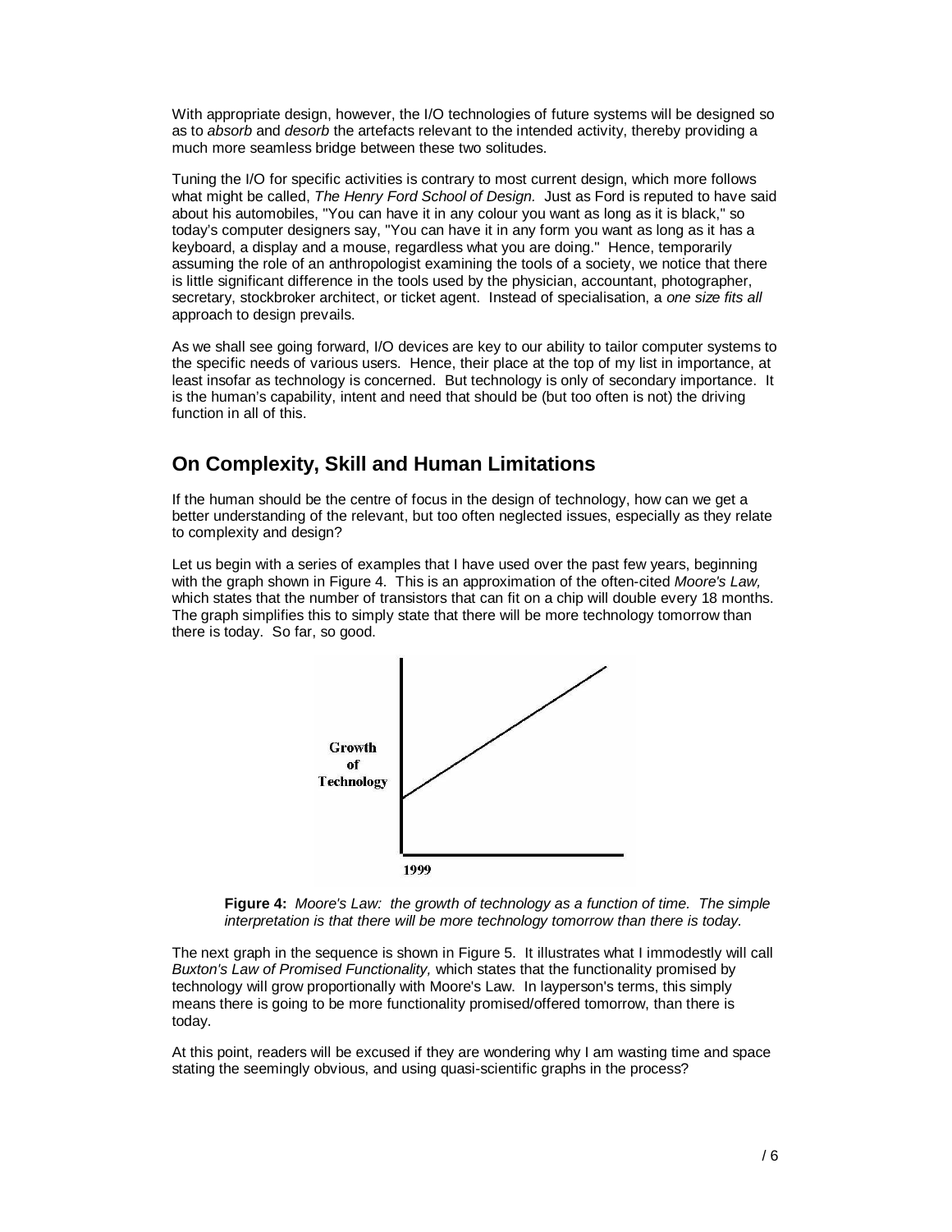With appropriate design, however, the I/O technologies of future systems will be designed so as to *absorb* and *desorb* the artefacts relevant to the intended activity, thereby providing a much more seamless bridge between these two solitudes.

Tuning the I/O for specific activities is contrary to most current design, which more follows what might be called, *The Henry Ford School of Design.* Just as Ford is reputed to have said about his automobiles, "You can have it in any colour you want as long as it is black," so today's computer designers say, "You can have it in any form you want as long as it has a keyboard, a display and a mouse, regardless what you are doing." Hence, temporarily assuming the role of an anthropologist examining the tools of a society, we notice that there is little significant difference in the tools used by the physician, accountant, photographer, secretary, stockbroker architect, or ticket agent. Instead of specialisation, a *one size fits all* approach to design prevails.

As we shall see going forward, I/O devices are key to our ability to tailor computer systems to the specific needs of various users. Hence, their place at the top of my list in importance, at least insofar as technology is concerned. But technology is only of secondary importance. It is the human's capability, intent and need that should be (but too often is not) the driving function in all of this.

## On Complexity, Skill and Human Limitations

If the human should be the centre of focus in the design of technology, how can we get a better understanding of the relevant, but too often neglected issues, especially as they relate to complexity and design?

Let us begin with a series of examples that I have used over the past few years, beginning with the graph shown in Figure 4. This is an approximation of the often-cited *Moore's Law,* which states that the number of transistors that can fit on a chip will double every 18 months. The graph simplifies this to simply state that there will be more technology tomorrow than there is today. So far, so good.

**Figure 4:** *Moore's Law: the growth of technology as a function of time. The simple interpretation is that there will be more technology tomorrow than there is today.*

The next graph in the sequence is shown in Figure 5. It illustrates what I immodestly will call *Buxton's Law of Promised Functionality,* which states that the functionality promised by technology will grow proportionally with Moore's Law. In layperson's terms, this simply means there is going to be more functionality promised/offered tomorrow, than there is today.

At this point, readers will be excused if they are wondering why I am wasting time and space stating the seemingly obvious, and using quasi-scientific graphs in the process?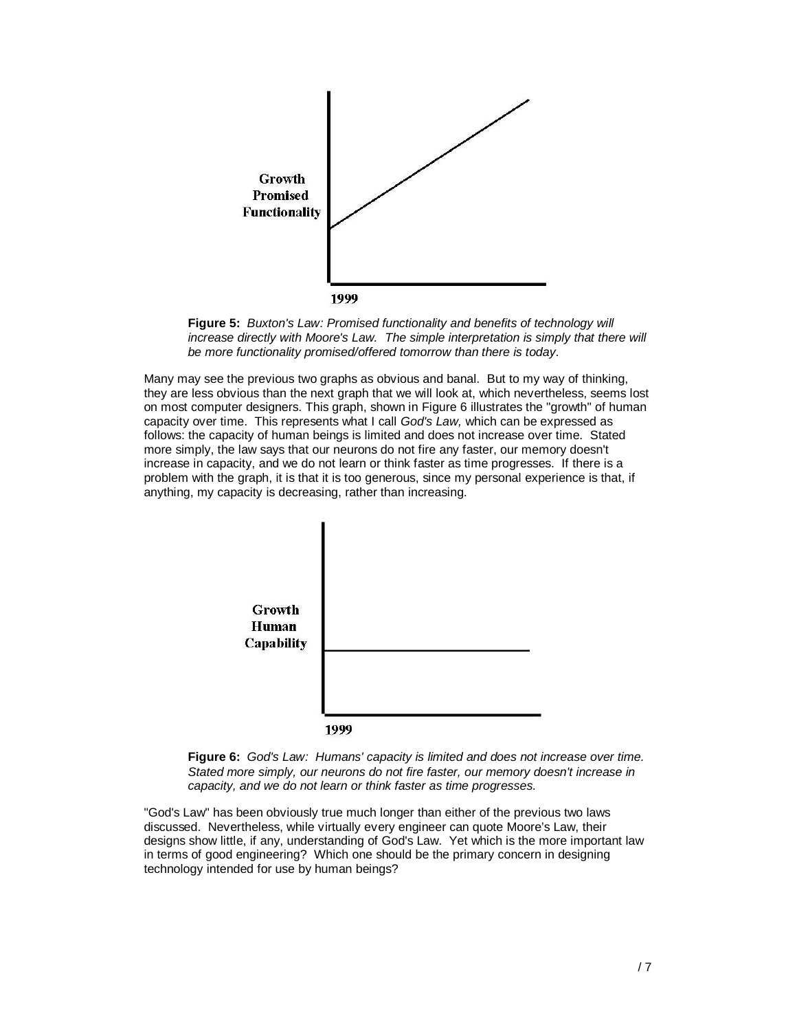Growth Promised Functionality

1999

**Figure 5:** *Buxton's Law: Promised functionality and benefits of technology will increase directly with Moore's Law. The simple interpretation is simply that there will be more functionality promised/offered tomorrow than there is today*.

Many may see the previous two graphs as obvious and banal. But to my way of thinking, they are less obvious than the next graph that we will look at, which nevertheless, seems lost on most computer designers. This graph, shown in Figure 6 illustrates the "growth" of human capacity over time. This represents what I call *God's Law,* which can be expressed as follows: the capacity of human beings is limited and does not increase over time. Stated more simply, the law says that our neurons do not fire any faster, our memory doesn't increase in capacity, and we do not learn or think faster as time progresses. If there is a problem with the graph, it is that it is too generous, since my personal experience is that, if anything, my capacity is decreasing, rather than increasing.

Growth Human Capability

1999

**Figure 6:** *God's Law: Humans' capacity is limited and does not increase over time. Stated more simply, our neurons do not fire faster, our memory doesn't increase in capacity, and we do not learn or think faster as time progresses.*

"God's Law" has been obviously true much longer than either of the previous two laws discussed. Nevertheless, while virtually every engineer can quote Moore's Law, their designs show little, if any, understanding of God's Law. Yet which is the more important law in terms of good engineering? Which one should be the primary concern in designing technology intended for use by human beings?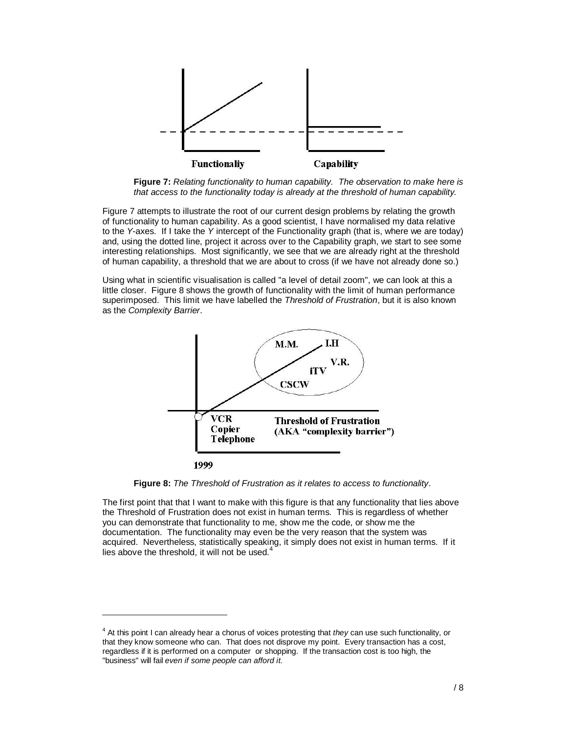**Figure 7:** *Relating functionality to human capability. The observation to make here is that access to the functionality today is already at the threshold of human capability.*

Figure 7 attempts to illustrate the root of our current design problems by relating the growth of functionality to human capability. As a good scientist, I have normalised my data relative to the *Y*-axes. If I take the *Y* intercept of the Functionality graph (that is, where we are today) and, using the dotted line, project it across over to the Capability graph, we start to see some interesting relationships. Most significantly, we see that we are already right at the threshold of human capability, a threshold that we are about to cross (if we have not already done so.)

Using what in scientific visualisation is called "a level of detail zoom", we can look at this a little closer. Figure 8 shows the growth of functionality with the limit of human performance superimposed. This limit we have labelled the *Threshold of Frustration*, but it is also known as the *Complexity Barrier*.

**Figure 8:** *The Threshold of Frustration as it relates to access to functionality*.

The first point that that I want to make with this figure is that any functionality that lies above the Threshold of Frustration does not exist in human terms. This is regardless of whether you can demonstrate that functionality to me, show me the code, or show me the documentation. The functionality may even be the very reason that the system was acquired. Nevertheless, statistically speaking, it simply does not exist in human terms. If it lies above the threshold, it will not be used.[4]

[4] At this point I can already hear a chorus of voices protesting that *they* can use such functionality, or that they know someone who can. That does not disprove my point. Every transaction has a cost, regardless if it is performed on a computer or shopping. If the transaction cost is too high, the "business" will fail *even if some people can afford it.*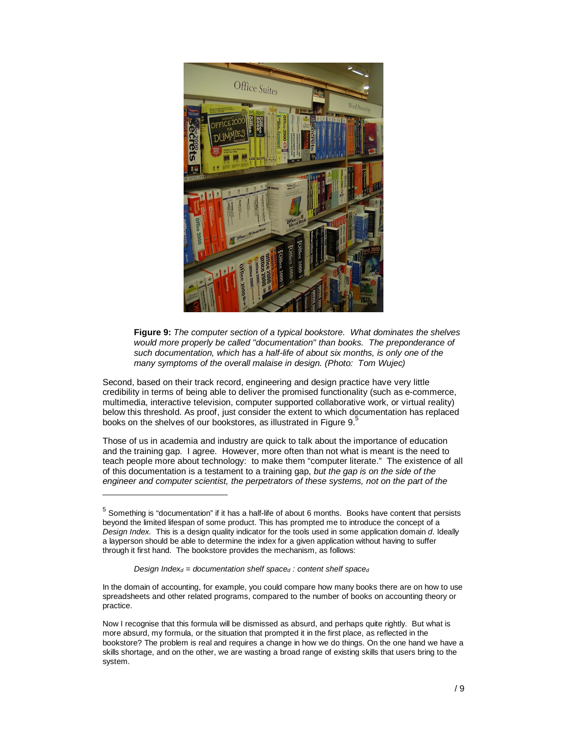**Figure 9:** *The computer section of a typical bookstore. What dominates the shelves would more properly be called "documentation" than books. The preponderance of such documentation, which has a half-life of about six months, is only one of the many symptoms of the overall malaise in design. (Photo: Tom Wujec)*

Second, based on their track record, engineering and design practice have very little credibility in terms of being able to deliver the promised functionality (such as e-commerce, multimedia, interactive television, computer supported collaborative work, or virtual reality) below this threshold. As proof, just consider the extent to which documentation has replaced books on the shelves of our bookstores, as illustrated in Figure 9.[5]

Those of us in academia and industry are quick to talk about the importance of education and the training gap. I agree. However, more often than not what is meant is the need to teach people more about technology: to make them "computer literate." The existence of all of this documentation is a testament to a training gap, *but the gap is on the side of the engineer and computer scientist, the perpetrators of these systems, not on the part of the*

---

[5] Something is "documentation" if it has a half-life of about 6 months. Books have content that persists beyond the limited lifespan of some product. This has prompted me to introduce the concept of a *Design Index.* This is a design quality indicator for the tools used in some application domain *d*. Ideally a layperson should be able to determine the index for a given application without having to suffer through it first hand. The bookstore provides the mechanism, as follows:

$$\textit{Design Index}_d = \textit{documentation shelf space}_d : \textit{content shelf space}_d$$

In the domain of accounting, for example, you could compare how many books there are on how to use spreadsheets and other related programs, compared to the number of books on accounting theory or practice.

Now I recognise that this formula will be dismissed as absurd, and perhaps quite rightly. But what is more absurd, my formula, or the situation that prompted it in the first place, as reflected in the bookstore? The problem is real and requires a change in how we do things. On the one hand we have a skills shortage, and on the other, we are wasting a broad range of existing skills that users bring to the system.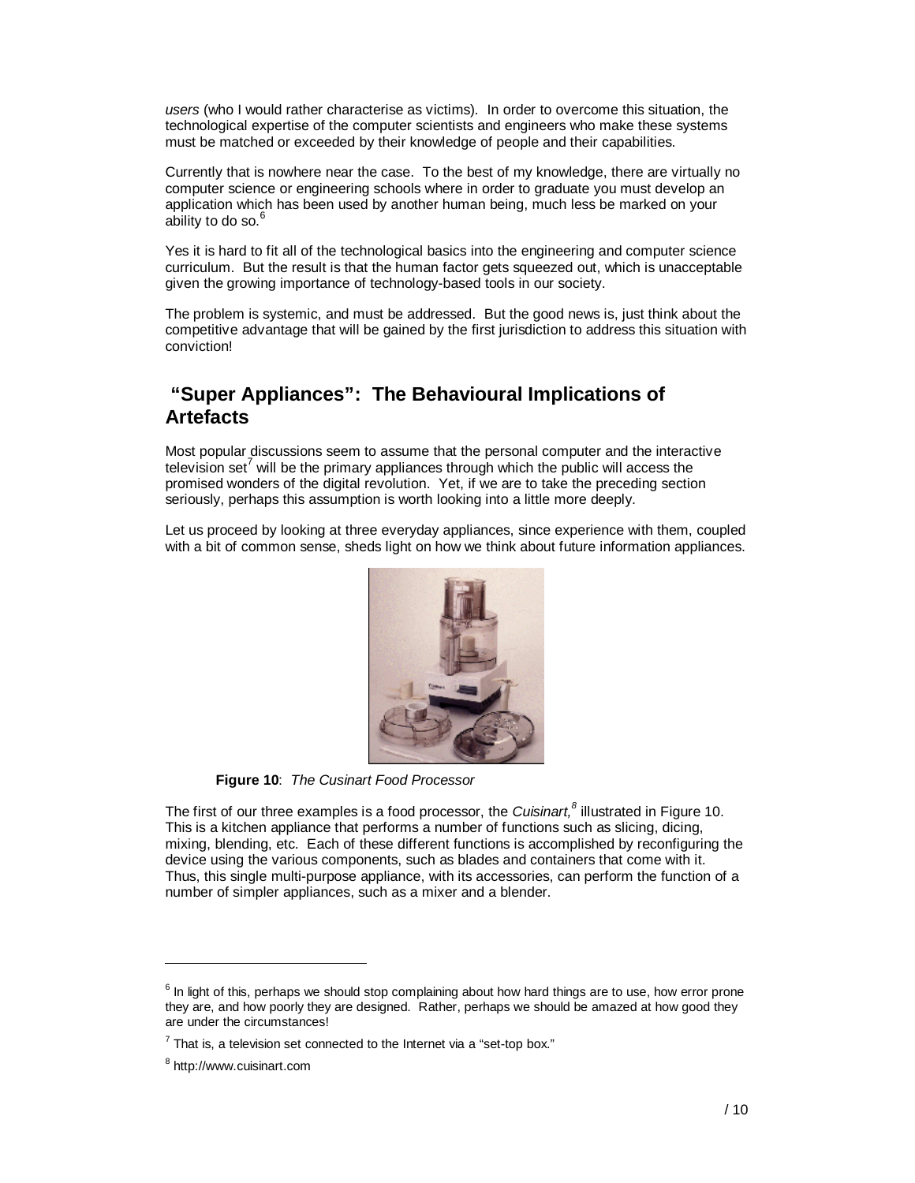*users* (who I would rather characterise as victims). In order to overcome this situation, the technological expertise of the computer scientists and engineers who make these systems must be matched or exceeded by their knowledge of people and their capabilities.

Currently that is nowhere near the case. To the best of my knowledge, there are virtually no computer science or engineering schools where in order to graduate you must develop an application which has been used by another human being, much less be marked on your ability to do so.[6]

Yes it is hard to fit all of the technological basics into the engineering and computer science curriculum. But the result is that the human factor gets squeezed out, which is unacceptable given the growing importance of technology-based tools in our society.

The problem is systemic, and must be addressed. But the good news is, just think about the competitive advantage that will be gained by the first jurisdiction to address this situation with conviction!

## "Super Appliances": The Behavioural Implications of Artefacts

Most popular discussions seem to assume that the personal computer and the interactive television set[7] will be the primary appliances through which the public will access the promised wonders of the digital revolution. Yet, if we are to take the preceding section seriously, perhaps this assumption is worth looking into a little more deeply.

Let us proceed by looking at three everyday appliances, since experience with them, coupled with a bit of common sense, sheds light on how we think about future information appliances.

**Figure 10**: *The Cusinart Food Processor*

The first of our three examples is a food processor, the *Cuisinart,*[8] illustrated in Figure 10. This is a kitchen appliance that performs a number of functions such as slicing, dicing, mixing, blending, etc. Each of these different functions is accomplished by reconfiguring the device using the various components, such as blades and containers that come with it. Thus, this single multi-purpose appliance, with its accessories, can perform the function of a number of simpler appliances, such as a mixer and a blender.

---

[6] In light of this, perhaps we should stop complaining about how hard things are to use, how error prone they are, and how poorly they are designed. Rather, perhaps we should be amazed at how good they are under the circumstances!

[7] That is, a television set connected to the Internet via a "set-top box."

[8] http://www.cuisinart.com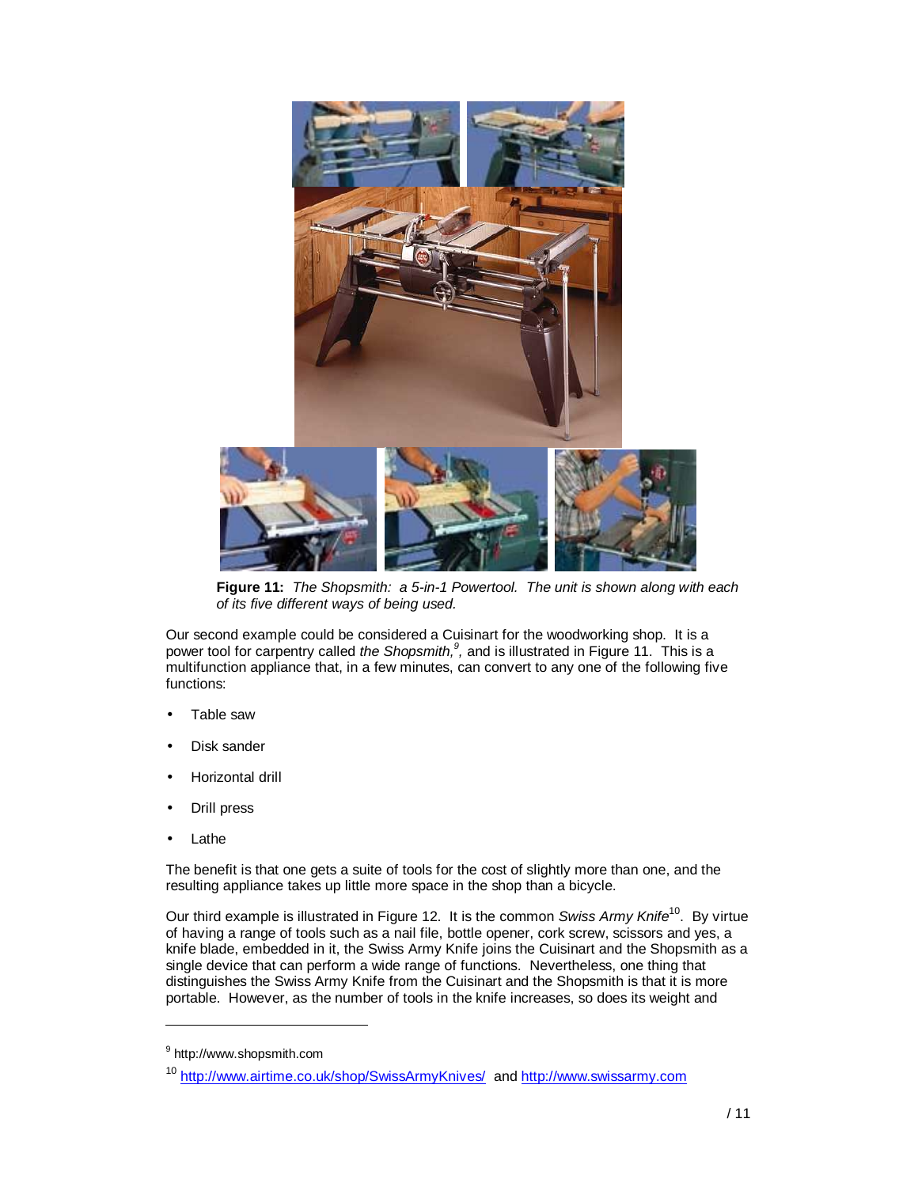**Figure 11:** *The Shopsmith: a 5-in-1 Powertool. The unit is shown along with each of its five different ways of being used.*

Our second example could be considered a Cuisinart for the woodworking shop. It is a power tool for carpentry called *the Shopsmith,*[9]*,* and is illustrated in Figure 11. This is a multifunction appliance that, in a few minutes, can convert to any one of the following five functions:

- Table saw
- Disk sander
- Horizontal drill
- Drill press
- Lathe

The benefit is that one gets a suite of tools for the cost of slightly more than one, and the resulting appliance takes up little more space in the shop than a bicycle.

Our third example is illustrated in Figure 12. It is the common *Swiss Army Knife*[10]. By virtue of having a range of tools such as a nail file, bottle opener, cork screw, scissors and yes, a knife blade, embedded in it, the Swiss Army Knife joins the Cuisinart and the Shopsmith as a single device that can perform a wide range of functions. Nevertheless, one thing that distinguishes the Swiss Army Knife from the Cuisinart and the Shopsmith is that it is more portable. However, as the number of tools in the knife increases, so does its weight and

---

[9] http://www.shopsmith.com

[10] http://www.airtime.co.uk/shop/SwissArmyKnives/ and http://www.swissarmy.com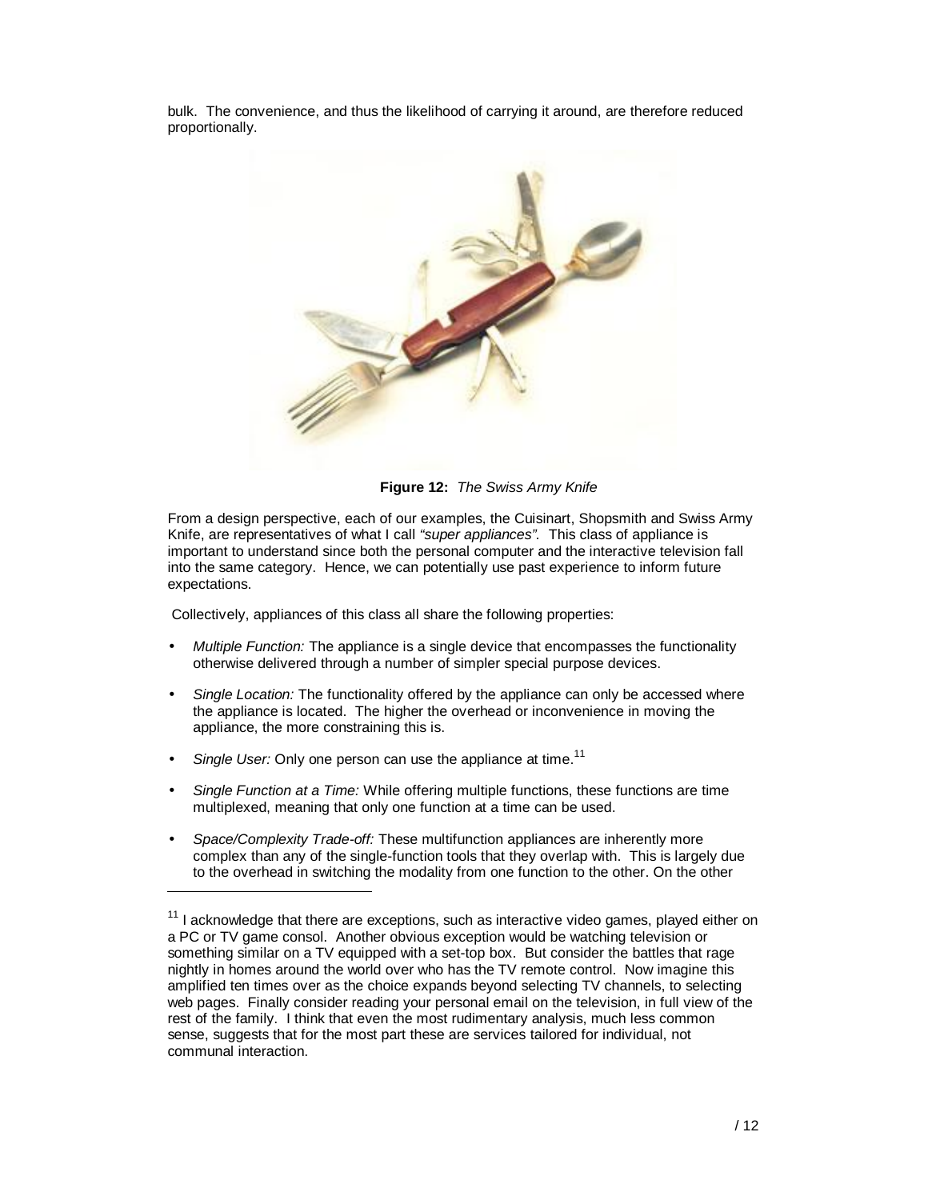bulk. The convenience, and thus the likelihood of carrying it around, are therefore reduced proportionally.

**Figure 12:** *The Swiss Army Knife*

From a design perspective, each of our examples, the Cuisinart, Shopsmith and Swiss Army Knife, are representatives of what I call *"super appliances"*. This class of appliance is important to understand since both the personal computer and the interactive television fall into the same category. Hence, we can potentially use past experience to inform future expectations.

Collectively, appliances of this class all share the following properties:

- *Multiple Function:* The appliance is a single device that encompasses the functionality otherwise delivered through a number of simpler special purpose devices.
- *Single Location:* The functionality offered by the appliance can only be accessed where the appliance is located. The higher the overhead or inconvenience in moving the appliance, the more constraining this is.
- *Single User:* Only one person can use the appliance at time.[11]
- *Single Function at a Time:* While offering multiple functions, these functions are time multiplexed, meaning that only one function at a time can be used.
- *Space/Complexity Trade-off:* These multifunction appliances are inherently more complex than any of the single-function tools that they overlap with. This is largely due to the overhead in switching the modality from one function to the other. On the other

[11] I acknowledge that there are exceptions, such as interactive video games, played either on a PC or TV game consol. Another obvious exception would be watching television or something similar on a TV equipped with a set-top box. But consider the battles that rage nightly in homes around the world over who has the TV remote control. Now imagine this amplified ten times over as the choice expands beyond selecting TV channels, to selecting web pages. Finally consider reading your personal email on the television, in full view of the rest of the family. I think that even the most rudimentary analysis, much less common sense, suggests that for the most part these are services tailored for individual, not communal interaction.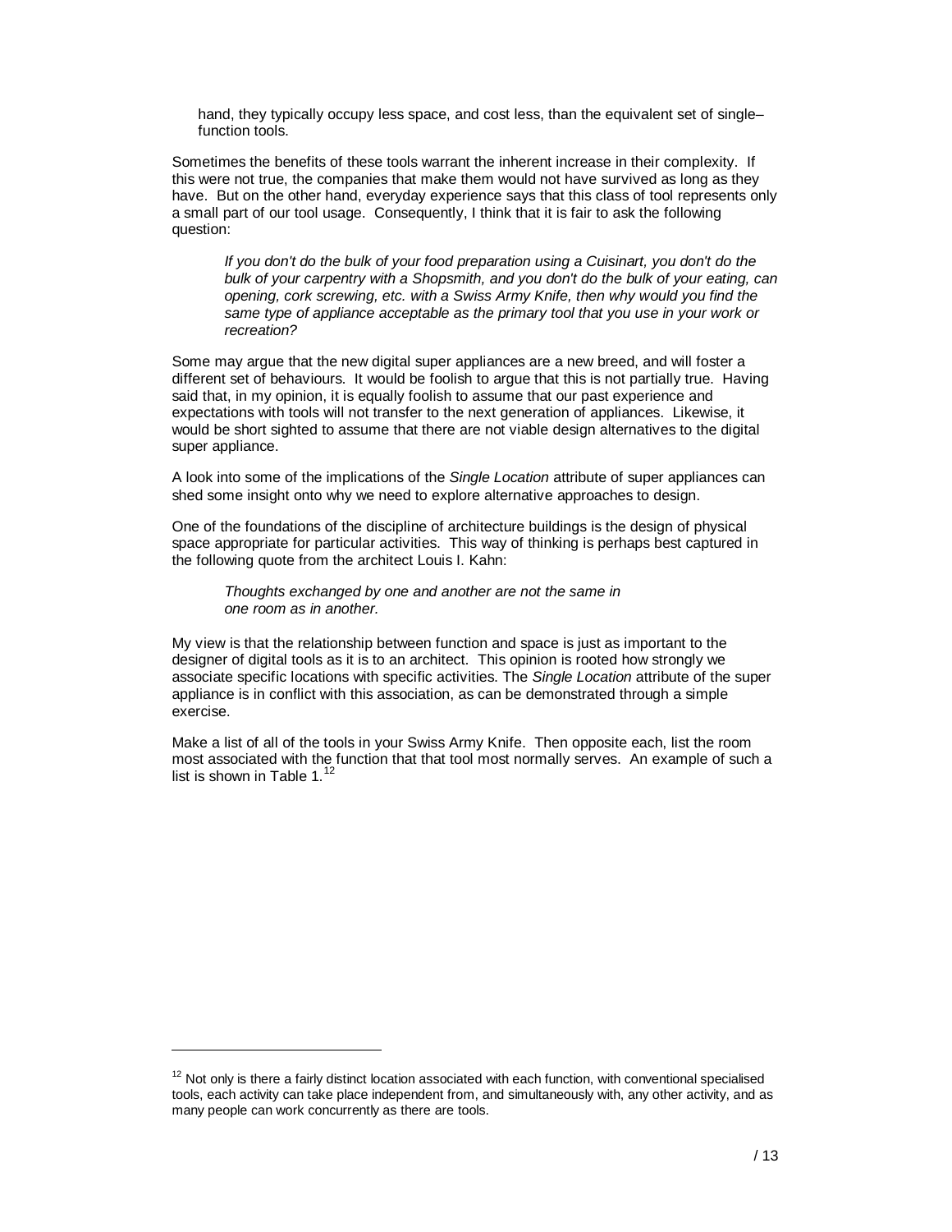hand, they typically occupy less space, and cost less, than the equivalent set of single–function tools.

Sometimes the benefits of these tools warrant the inherent increase in their complexity. If this were not true, the companies that make them would not have survived as long as they have. But on the other hand, everyday experience says that this class of tool represents only a small part of our tool usage. Consequently, I think that it is fair to ask the following question:

> *If you don't do the bulk of your food preparation using a Cuisinart, you don't do the bulk of your carpentry with a Shopsmith, and you don't do the bulk of your eating, can opening, cork screwing, etc. with a Swiss Army Knife, then why would you find the same type of appliance acceptable as the primary tool that you use in your work or recreation?*

Some may argue that the new digital super appliances are a new breed, and will foster a different set of behaviours. It would be foolish to argue that this is not partially true. Having said that, in my opinion, it is equally foolish to assume that our past experience and expectations with tools will not transfer to the next generation of appliances. Likewise, it would be short sighted to assume that there are not viable design alternatives to the digital super appliance.

A look into some of the implications of the *Single Location* attribute of super appliances can shed some insight onto why we need to explore alternative approaches to design.

One of the foundations of the discipline of architecture buildings is the design of physical space appropriate for particular activities. This way of thinking is perhaps best captured in the following quote from the architect Louis I. Kahn:

> *Thoughts exchanged by one and another are not the same in one room as in another.*

My view is that the relationship between function and space is just as important to the designer of digital tools as it is to an architect. This opinion is rooted how strongly we associate specific locations with specific activities. The *Single Location* attribute of the super appliance is in conflict with this association, as can be demonstrated through a simple exercise.

Make a list of all of the tools in your Swiss Army Knife. Then opposite each, list the room most associated with the function that that tool most normally serves. An example of such a list is shown in Table 1.[12]

[12] Not only is there a fairly distinct location associated with each function, with conventional specialised tools, each activity can take place independent from, and simultaneously with, any other activity, and as many people can work concurrently as there are tools.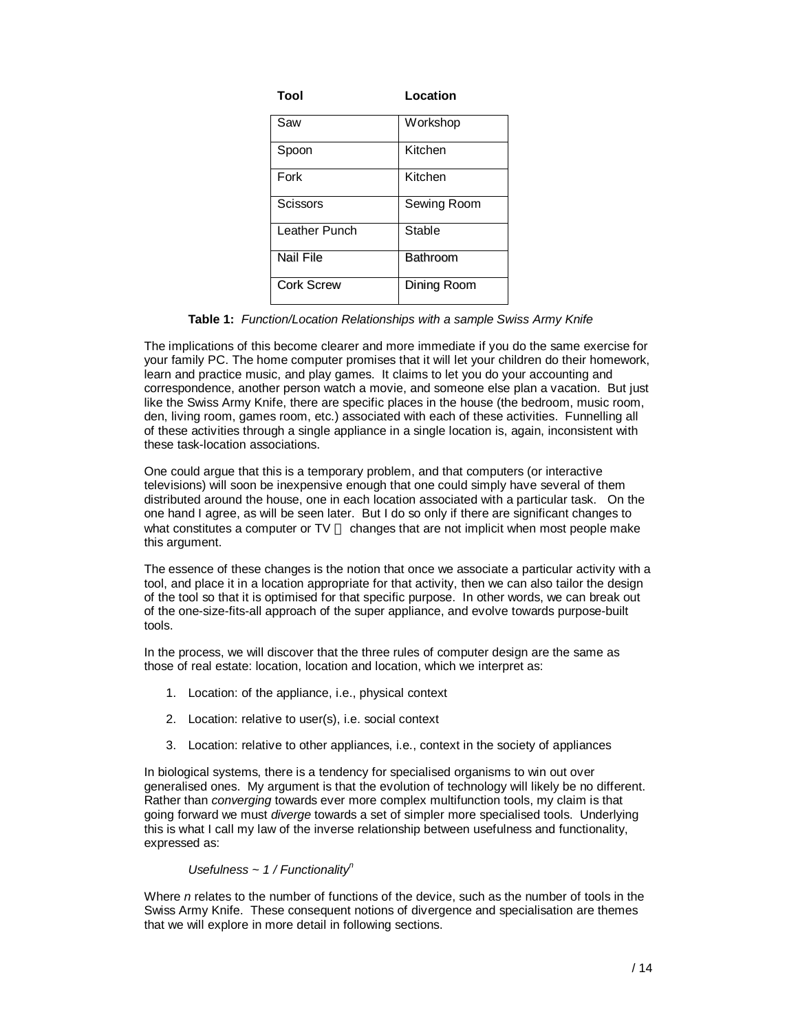| Tool | Location |
| --- | --- |
| Saw | Workshop |
| Spoon | Kitchen |
| Fork | Kitchen |
| Scissors | Sewing Room |
| Leather Punch | Stable |
| Nail File | Bathroom |
| Cork Screw | Dining Room |

**Table 1:** *Function/Location Relationships with a sample Swiss Army Knife*

The implications of this become clearer and more immediate if you do the same exercise for your family PC. The home computer promises that it will let your children do their homework, learn and practice music, and play games. It claims to let you do your accounting and correspondence, another person watch a movie, and someone else plan a vacation. But just like the Swiss Army Knife, there are specific places in the house (the bedroom, music room, den, living room, games room, etc.) associated with each of these activities. Funnelling all of these activities through a single appliance in a single location is, again, inconsistent with these task-location associations.

One could argue that this is a temporary problem, and that computers (or interactive televisions) will soon be inexpensive enough that one could simply have several of them distributed around the house, one in each location associated with a particular task. On the one hand I agree, as will be seen later. But I do so only if there are significant changes to what constitutes a computer or TV  changes that are not implicit when most people make this argument.

The essence of these changes is the notion that once we associate a particular activity with a tool, and place it in a location appropriate for that activity, then we can also tailor the design of the tool so that it is optimised for that specific purpose. In other words, we can break out of the one-size-fits-all approach of the super appliance, and evolve towards purpose-built tools.

In the process, we will discover that the three rules of computer design are the same as those of real estate: location, location and location, which we interpret as:

1. Location: of the appliance, i.e., physical context
2. Location: relative to user(s), i.e. social context
3. Location: relative to other appliances, i.e., context in the society of appliances

In biological systems, there is a tendency for specialised organisms to win out over generalised ones. My argument is that the evolution of technology will likely be no different. Rather than *converging* towards ever more complex multifunction tools, my claim is that going forward we must *diverge* towards a set of simpler more specialised tools. Underlying this is what I call my law of the inverse relationship between usefulness and functionality, expressed as:

$$\textit{Usefulness} \sim 1 / \textit{Functionality}^n$$

Where *n* relates to the number of functions of the device, such as the number of tools in the Swiss Army Knife. These consequent notions of divergence and specialisation are themes that we will explore in more detail in following sections.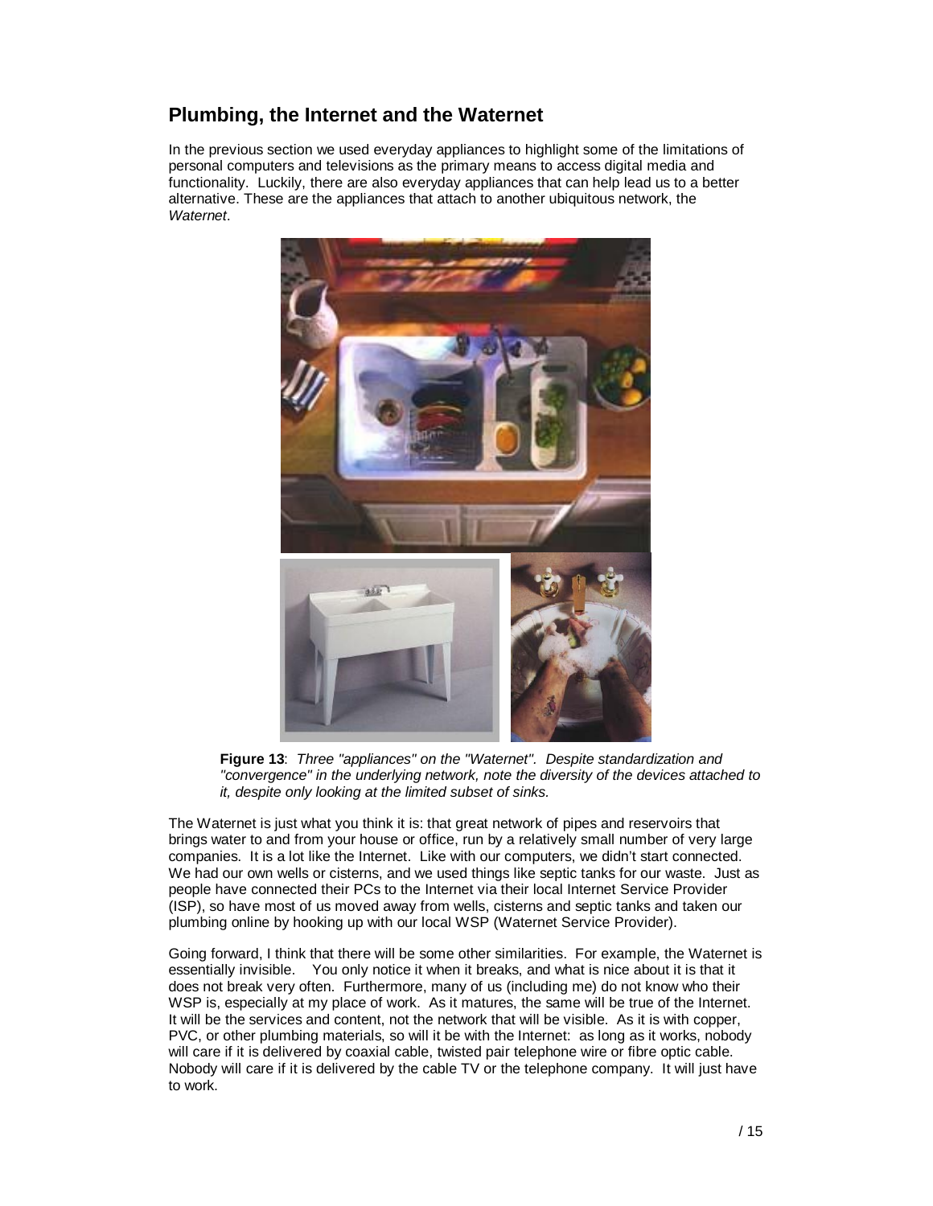## Plumbing, the Internet and the Waternet

In the previous section we used everyday appliances to highlight some of the limitations of personal computers and televisions as the primary means to access digital media and functionality. Luckily, there are also everyday appliances that can help lead us to a better alternative. These are the appliances that attach to another ubiquitous network, the *Waternet*.

**Figure 13**: *Three "appliances" on the "Waternet". Despite standardization and "convergence" in the underlying network, note the diversity of the devices attached to it, despite only looking at the limited subset of sinks.*

The Waternet is just what you think it is: that great network of pipes and reservoirs that brings water to and from your house or office, run by a relatively small number of very large companies. It is a lot like the Internet. Like with our computers, we didn't start connected. We had our own wells or cisterns, and we used things like septic tanks for our waste. Just as people have connected their PCs to the Internet via their local Internet Service Provider (ISP), so have most of us moved away from wells, cisterns and septic tanks and taken our plumbing online by hooking up with our local WSP (Waternet Service Provider).

Going forward, I think that there will be some other similarities. For example, the Waternet is essentially invisible. You only notice it when it breaks, and what is nice about it is that it does not break very often. Furthermore, many of us (including me) do not know who their WSP is, especially at my place of work. As it matures, the same will be true of the Internet. It will be the services and content, not the network that will be visible. As it is with copper, PVC, or other plumbing materials, so will it be with the Internet: as long as it works, nobody will care if it is delivered by coaxial cable, twisted pair telephone wire or fibre optic cable. Nobody will care if it is delivered by the cable TV or the telephone company. It will just have to work.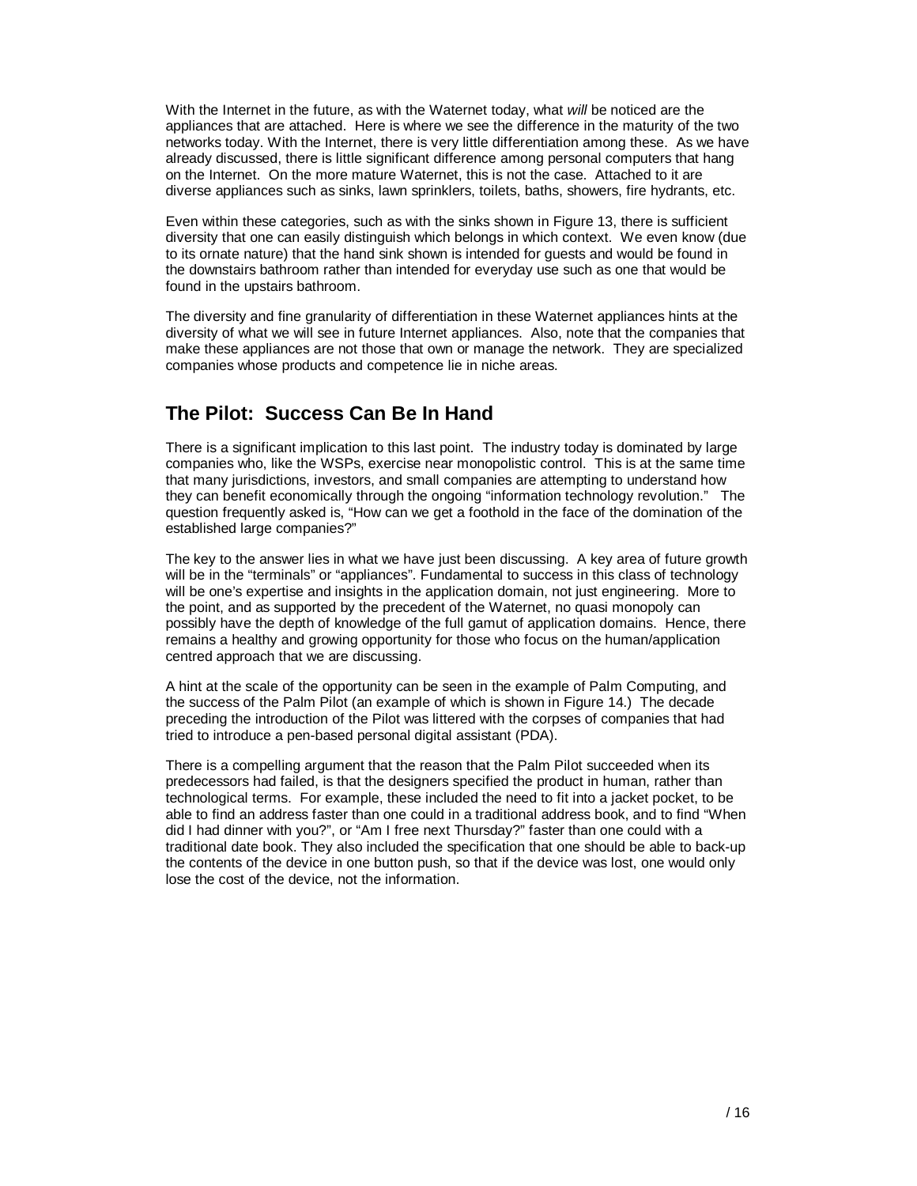With the Internet in the future, as with the Waternet today, what *will* be noticed are the appliances that are attached. Here is where we see the difference in the maturity of the two networks today. With the Internet, there is very little differentiation among these. As we have already discussed, there is little significant difference among personal computers that hang on the Internet. On the more mature Waternet, this is not the case. Attached to it are diverse appliances such as sinks, lawn sprinklers, toilets, baths, showers, fire hydrants, etc.

Even within these categories, such as with the sinks shown in Figure 13, there is sufficient diversity that one can easily distinguish which belongs in which context. We even know (due to its ornate nature) that the hand sink shown is intended for guests and would be found in the downstairs bathroom rather than intended for everyday use such as one that would be found in the upstairs bathroom.

The diversity and fine granularity of differentiation in these Waternet appliances hints at the diversity of what we will see in future Internet appliances. Also, note that the companies that make these appliances are not those that own or manage the network. They are specialized companies whose products and competence lie in niche areas.

## The Pilot: Success Can Be In Hand

There is a significant implication to this last point. The industry today is dominated by large companies who, like the WSPs, exercise near monopolistic control. This is at the same time that many jurisdictions, investors, and small companies are attempting to understand how they can benefit economically through the ongoing "information technology revolution." The question frequently asked is, "How can we get a foothold in the face of the domination of the established large companies?"

The key to the answer lies in what we have just been discussing. A key area of future growth will be in the "terminals" or "appliances". Fundamental to success in this class of technology will be one's expertise and insights in the application domain, not just engineering. More to the point, and as supported by the precedent of the Waternet, no quasi monopoly can possibly have the depth of knowledge of the full gamut of application domains. Hence, there remains a healthy and growing opportunity for those who focus on the human/application centred approach that we are discussing.

A hint at the scale of the opportunity can be seen in the example of Palm Computing, and the success of the Palm Pilot (an example of which is shown in Figure 14.) The decade preceding the introduction of the Pilot was littered with the corpses of companies that had tried to introduce a pen-based personal digital assistant (PDA).

There is a compelling argument that the reason that the Palm Pilot succeeded when its predecessors had failed, is that the designers specified the product in human, rather than technological terms. For example, these included the need to fit into a jacket pocket, to be able to find an address faster than one could in a traditional address book, and to find "When did I had dinner with you?", or "Am I free next Thursday?" faster than one could with a traditional date book. They also included the specification that one should be able to back-up the contents of the device in one button push, so that if the device was lost, one would only lose the cost of the device, not the information.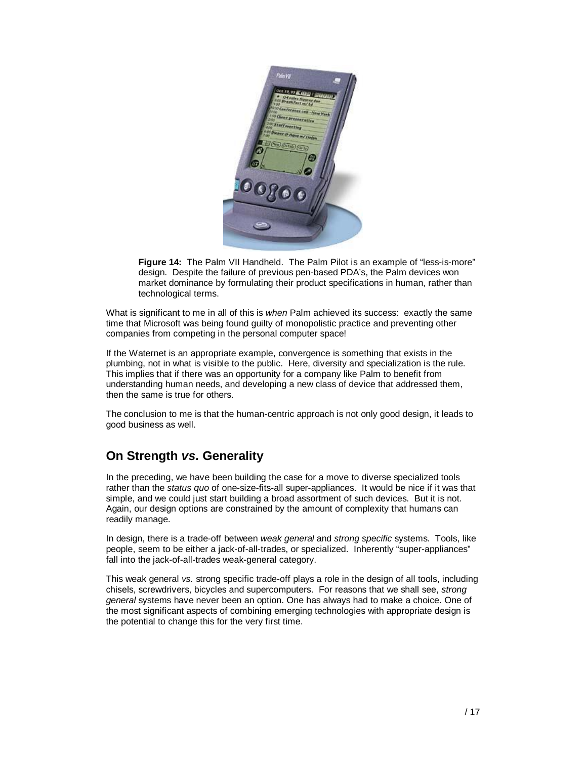**Figure 14:** The Palm VII Handheld. The Palm Pilot is an example of "less-is-more" design. Despite the failure of previous pen-based PDA's, the Palm devices won market dominance by formulating their product specifications in human, rather than technological terms.

What is significant to me in all of this is *when* Palm achieved its success: exactly the same time that Microsoft was being found guilty of monopolistic practice and preventing other companies from competing in the personal computer space!

If the Waternet is an appropriate example, convergence is something that exists in the plumbing, not in what is visible to the public. Here, diversity and specialization is the rule. This implies that if there was an opportunity for a company like Palm to benefit from understanding human needs, and developing a new class of device that addressed them, then the same is true for others.

The conclusion to me is that the human-centric approach is not only good design, it leads to good business as well.

## On Strength *vs.* Generality

In the preceding, we have been building the case for a move to diverse specialized tools rather than the *status quo* of one-size-fits-all super-appliances. It would be nice if it was that simple, and we could just start building a broad assortment of such devices. But it is not. Again, our design options are constrained by the amount of complexity that humans can readily manage.

In design, there is a trade-off between *weak general* and *strong specific* systems. Tools, like people, seem to be either a jack-of-all-trades, or specialized. Inherently "super-appliances" fall into the jack-of-all-trades weak-general category.

This weak general *vs.* strong specific trade-off plays a role in the design of all tools, including chisels, screwdrivers, bicycles and supercomputers. For reasons that we shall see, *strong general* systems have never been an option. One has always had to make a choice. One of the most significant aspects of combining emerging technologies with appropriate design is the potential to change this for the very first time.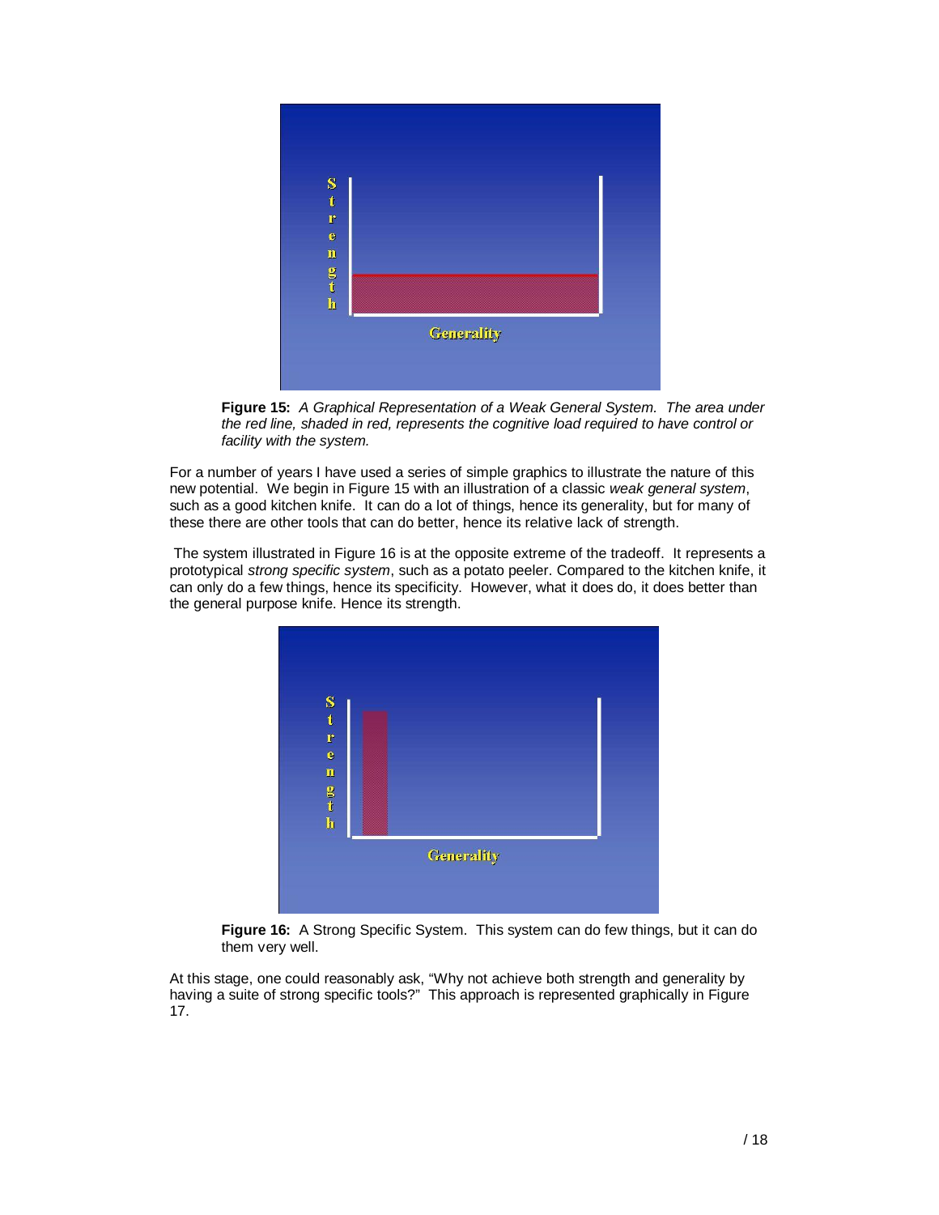**Figure 15:** *A Graphical Representation of a Weak General System. The area under the red line, shaded in red, represents the cognitive load required to have control or facility with the system.*

For a number of years I have used a series of simple graphics to illustrate the nature of this new potential. We begin in Figure 15 with an illustration of a classic *weak general system*, such as a good kitchen knife. It can do a lot of things, hence its generality, but for many of these there are other tools that can do better, hence its relative lack of strength.

The system illustrated in Figure 16 is at the opposite extreme of the tradeoff. It represents a prototypical *strong specific system*, such as a potato peeler. Compared to the kitchen knife, it can only do a few things, hence its specificity. However, what it does do, it does better than the general purpose knife. Hence its strength.

**Figure 16:** A Strong Specific System. This system can do few things, but it can do them very well.

At this stage, one could reasonably ask, "Why not achieve both strength and generality by having a suite of strong specific tools?" This approach is represented graphically in Figure 17.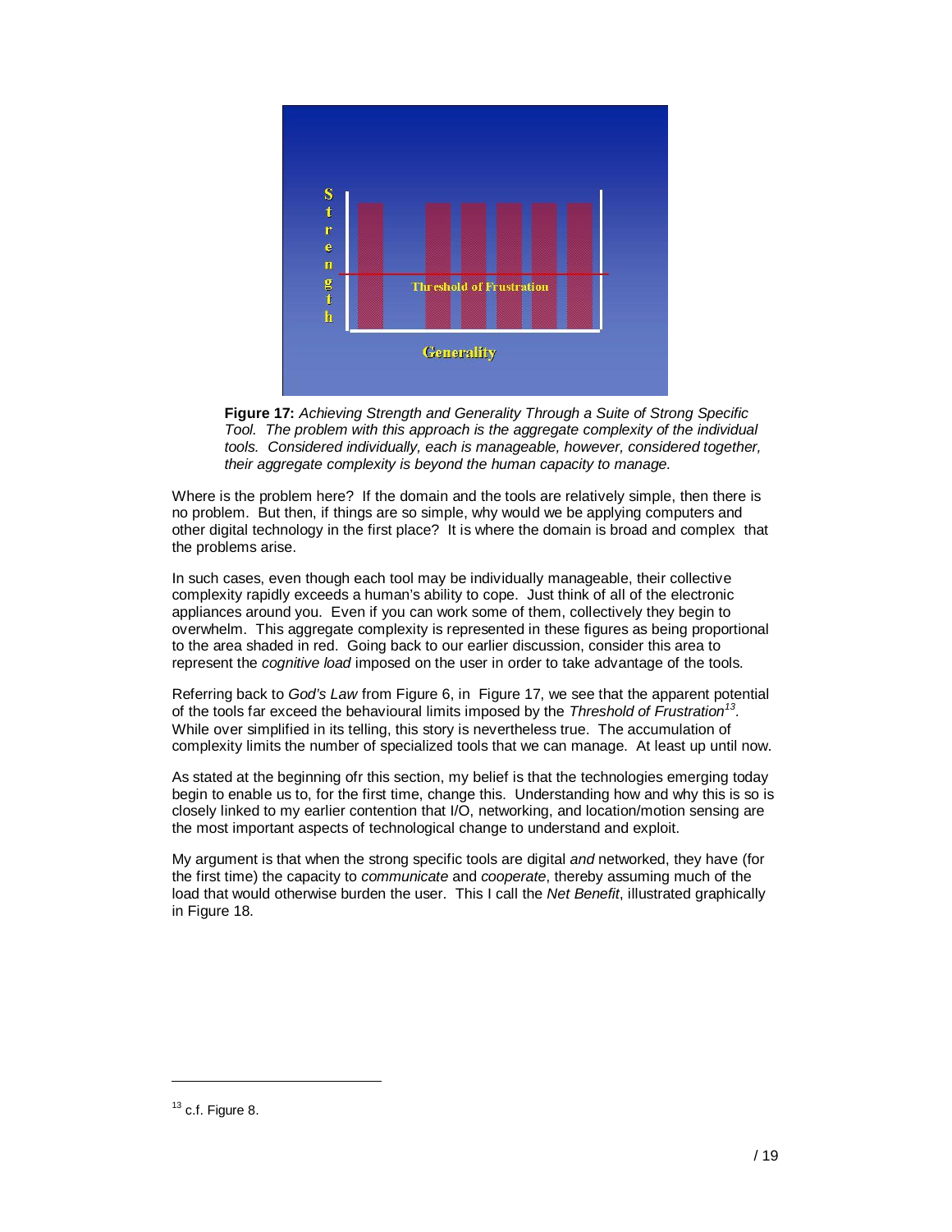**Figure 17:** *Achieving Strength and Generality Through a Suite of Strong Specific Tool. The problem with this approach is the aggregate complexity of the individual tools. Considered individually, each is manageable, however, considered together, their aggregate complexity is beyond the human capacity to manage.*

Where is the problem here? If the domain and the tools are relatively simple, then there is no problem. But then, if things are so simple, why would we be applying computers and other digital technology in the first place? It is where the domain is broad and complex that the problems arise.

In such cases, even though each tool may be individually manageable, their collective complexity rapidly exceeds a human's ability to cope. Just think of all of the electronic appliances around you. Even if you can work some of them, collectively they begin to overwhelm. This aggregate complexity is represented in these figures as being proportional to the area shaded in red. Going back to our earlier discussion, consider this area to represent the *cognitive load* imposed on the user in order to take advantage of the tools.

Referring back to *God's Law* from Figure 6, in Figure 17, we see that the apparent potential of the tools far exceed the behavioural limits imposed by the *Threshold of Frustration*[13]. While over simplified in its telling, this story is nevertheless true. The accumulation of complexity limits the number of specialized tools that we can manage. At least up until now.

As stated at the beginning ofr this section, my belief is that the technologies emerging today begin to enable us to, for the first time, change this. Understanding how and why this is so is closely linked to my earlier contention that I/O, networking, and location/motion sensing are the most important aspects of technological change to understand and exploit.

My argument is that when the strong specific tools are digital *and* networked, they have (for the first time) the capacity to *communicate* and *cooperate*, thereby assuming much of the load that would otherwise burden the user. This I call the *Net Benefit*, illustrated graphically in Figure 18.

[13] c.f. Figure 8.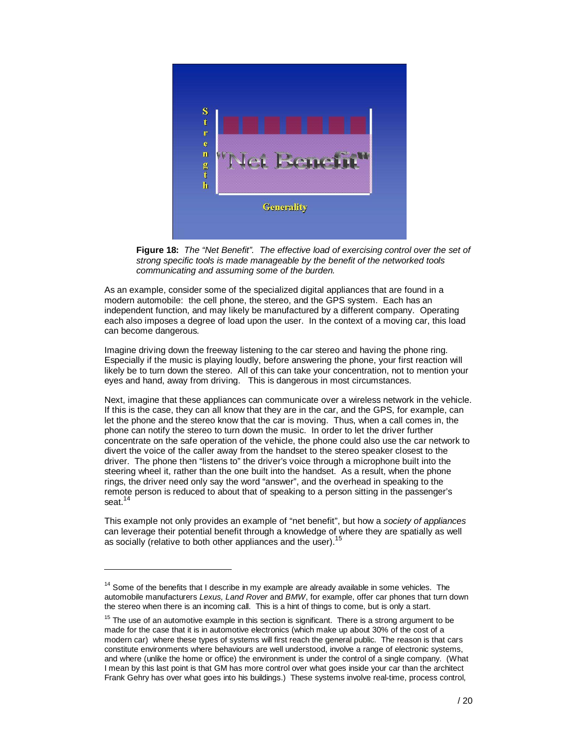Strength

"Net Benefit"

Generality

**Figure 18:** *The "Net Benefit". The effective load of exercising control over the set of strong specific tools is made manageable by the benefit of the networked tools communicating and assuming some of the burden.*

As an example, consider some of the specialized digital appliances that are found in a modern automobile: the cell phone, the stereo, and the GPS system. Each has an independent function, and may likely be manufactured by a different company. Operating each also imposes a degree of load upon the user. In the context of a moving car, this load can become dangerous.

Imagine driving down the freeway listening to the car stereo and having the phone ring. Especially if the music is playing loudly, before answering the phone, your first reaction will likely be to turn down the stereo. All of this can take your concentration, not to mention your eyes and hand, away from driving. This is dangerous in most circumstances.

Next, imagine that these appliances can communicate over a wireless network in the vehicle. If this is the case, they can all know that they are in the car, and the GPS, for example, can let the phone and the stereo know that the car is moving. Thus, when a call comes in, the phone can notify the stereo to turn down the music. In order to let the driver further concentrate on the safe operation of the vehicle, the phone could also use the car network to divert the voice of the caller away from the handset to the stereo speaker closest to the driver. The phone then "listens to" the driver's voice through a microphone built into the steering wheel it, rather than the one built into the handset. As a result, when the phone rings, the driver need only say the word "answer", and the overhead in speaking to the remote person is reduced to about that of speaking to a person sitting in the passenger's seat.[14]

This example not only provides an example of "net benefit", but how a *society of appliances* can leverage their potential benefit through a knowledge of where they are spatially as well as socially (relative to both other appliances and the user).[15]

---

[14] Some of the benefits that I describe in my example are already available in some vehicles. The automobile manufacturers *Lexus, Land Rover* and *BMW*, for example, offer car phones that turn down the stereo when there is an incoming call. This is a hint of things to come, but is only a start.

[15] The use of an automotive example in this section is significant. There is a strong argument to be made for the case that it is in automotive electronics (which make up about 30% of the cost of a modern car) where these types of systems will first reach the general public. The reason is that cars constitute environments where behaviours are well understood, involve a range of electronic systems, and where (unlike the home or office) the environment is under the control of a single company. (What I mean by this last point is that GM has more control over what goes inside your car than the architect Frank Gehry has over what goes into his buildings.) These systems involve real-time, process control,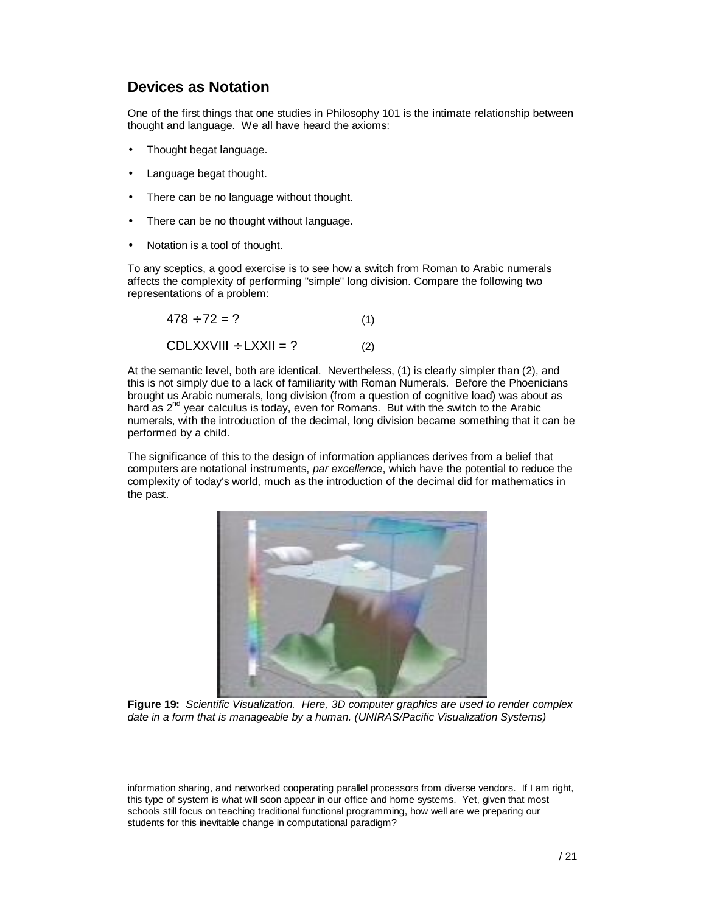## Devices as Notation

One of the first things that one studies in Philosophy 101 is the intimate relationship between thought and language. We all have heard the axioms:

- Thought begat language.
- Language begat thought.
- There can be no language without thought.
- There can be no thought without language.
- Notation is a tool of thought.

To any sceptics, a good exercise is to see how a switch from Roman to Arabic numerals affects the complexity of performing "simple" long division. Compare the following two representations of a problem:

$$478 \div 72 = ? \qquad (1)$$

$$\text{CDLXXVIII} \div \text{LXXII} = ? \qquad (2)$$

At the semantic level, both are identical. Nevertheless, (1) is clearly simpler than (2), and this is not simply due to a lack of familiarity with Roman Numerals. Before the Phoenicians brought us Arabic numerals, long division (from a question of cognitive load) was about as hard as 2nd year calculus is today, even for Romans. But with the switch to the Arabic numerals, with the introduction of the decimal, long division became something that it can be performed by a child.

The significance of this to the design of information appliances derives from a belief that computers are notational instruments, *par excellence*, which have the potential to reduce the complexity of today's world, much as the introduction of the decimal did for mathematics in the past.

**Figure 19:** *Scientific Visualization. Here, 3D computer graphics are used to render complex date in a form that is manageable by a human. (UNIRAS/Pacific Visualization Systems)*

---

information sharing, and networked cooperating parallel processors from diverse vendors. If I am right, this type of system is what will soon appear in our office and home systems. Yet, given that most schools still focus on teaching traditional functional programming, how well are we preparing our students for this inevitable change in computational paradigm?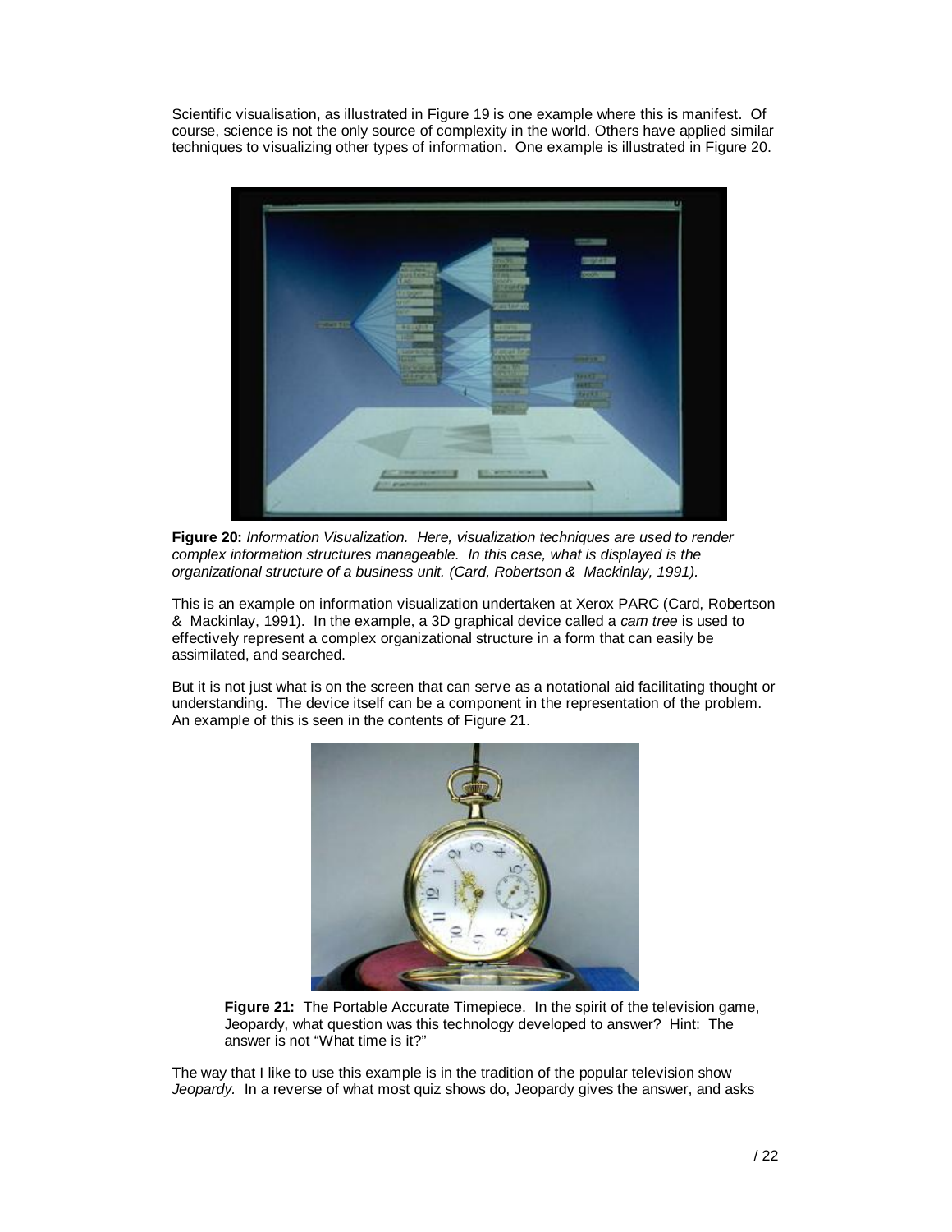Scientific visualisation, as illustrated in Figure 19 is one example where this is manifest. Of course, science is not the only source of complexity in the world. Others have applied similar techniques to visualizing other types of information. One example is illustrated in Figure 20.

**Figure 20:** *Information Visualization. Here, visualization techniques are used to render complex information structures manageable. In this case, what is displayed is the organizational structure of a business unit. (Card, Robertson & Mackinlay, 1991).*

This is an example on information visualization undertaken at Xerox PARC (Card, Robertson & Mackinlay, 1991). In the example, a 3D graphical device called a *cam tree* is used to effectively represent a complex organizational structure in a form that can easily be assimilated, and searched.

But it is not just what is on the screen that can serve as a notational aid facilitating thought or understanding. The device itself can be a component in the representation of the problem. An example of this is seen in the contents of Figure 21.

**Figure 21:** The Portable Accurate Timepiece. In the spirit of the television game, Jeopardy, what question was this technology developed to answer? Hint: The answer is not "What time is it?"

The way that I like to use this example is in the tradition of the popular television show *Jeopardy*. In a reverse of what most quiz shows do, Jeopardy gives the answer, and asks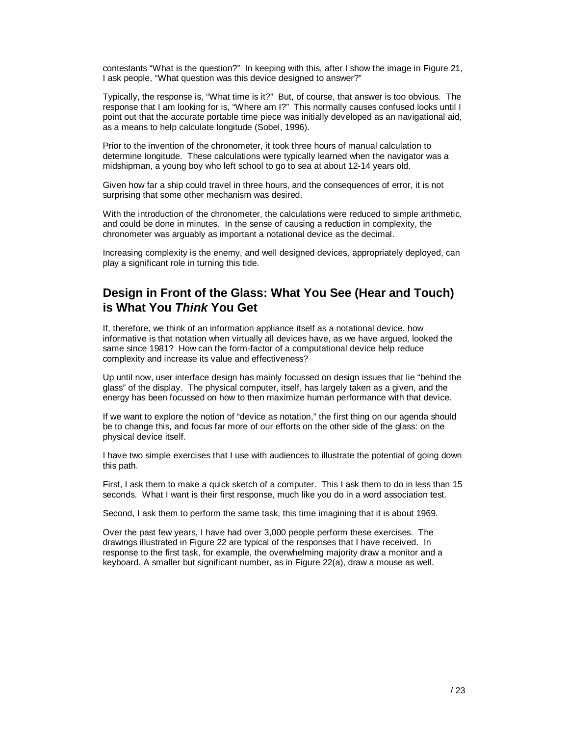contestants "What is the question?" In keeping with this, after I show the image in Figure 21, I ask people, "What question was this device designed to answer?"

Typically, the response is, "What time is it?" But, of course, that answer is too obvious. The response that I am looking for is, "Where am I?" This normally causes confused looks until I point out that the accurate portable time piece was initially developed as an navigational aid, as a means to help calculate longitude (Sobel, 1996).

Prior to the invention of the chronometer, it took three hours of manual calculation to determine longitude. These calculations were typically learned when the navigator was a midshipman, a young boy who left school to go to sea at about 12-14 years old.

Given how far a ship could travel in three hours, and the consequences of error, it is not surprising that some other mechanism was desired.

With the introduction of the chronometer, the calculations were reduced to simple arithmetic, and could be done in minutes. In the sense of causing a reduction in complexity, the chronometer was arguably as important a notational device as the decimal.

Increasing complexity is the enemy, and well designed devices, appropriately deployed, can play a significant role in turning this tide.

## Design in Front of the Glass: What You See (Hear and Touch) is What You *Think* You Get

If, therefore, we think of an information appliance itself as a notational device, how informative is that notation when virtually all devices have, as we have argued, looked the same since 1981? How can the form-factor of a computational device help reduce complexity and increase its value and effectiveness?

Up until now, user interface design has mainly focussed on design issues that lie "behind the glass" of the display. The physical computer, itself, has largely taken as a given, and the energy has been focussed on how to then maximize human performance with that device.

If we want to explore the notion of "device as notation," the first thing on our agenda should be to change this, and focus far more of our efforts on the other side of the glass: on the physical device itself.

I have two simple exercises that I use with audiences to illustrate the potential of going down this path.

First, I ask them to make a quick sketch of a computer. This I ask them to do in less than 15 seconds. What I want is their first response, much like you do in a word association test.

Second, I ask them to perform the same task, this time imagining that it is about 1969.

Over the past few years, I have had over 3,000 people perform these exercises. The drawings illustrated in Figure 22 are typical of the responses that I have received. In response to the first task, for example, the overwhelming majority draw a monitor and a keyboard. A smaller but significant number, as in Figure 22(a), draw a mouse as well.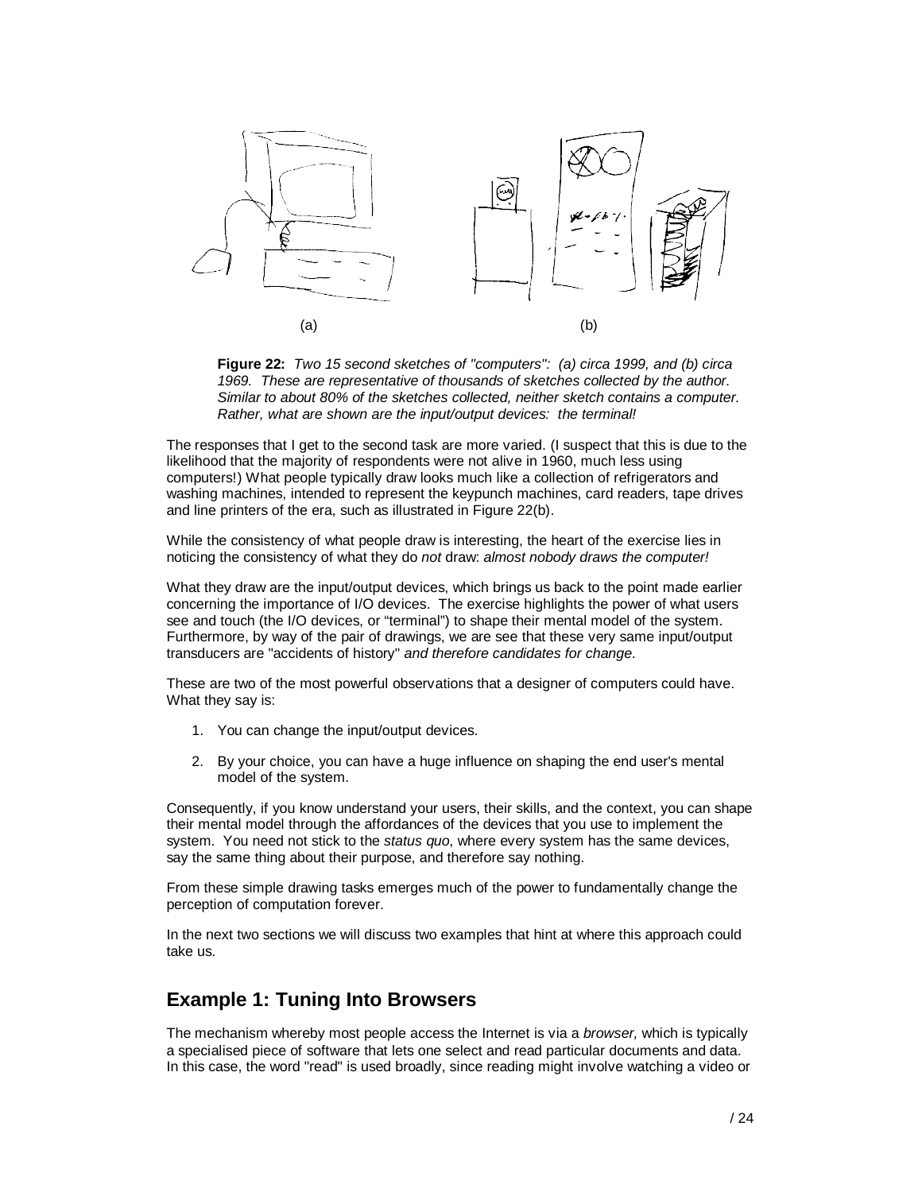(a) (b)

**Figure 22:** *Two 15 second sketches of "computers": (a) circa 1999, and (b) circa 1969. These are representative of thousands of sketches collected by the author. Similar to about 80% of the sketches collected, neither sketch contains a computer. Rather, what are shown are the input/output devices: the terminal!*

The responses that I get to the second task are more varied. (I suspect that this is due to the likelihood that the majority of respondents were not alive in 1960, much less using computers!) What people typically draw looks much like a collection of refrigerators and washing machines, intended to represent the keypunch machines, card readers, tape drives and line printers of the era, such as illustrated in Figure 22(b).

While the consistency of what people draw is interesting, the heart of the exercise lies in noticing the consistency of what they do *not* draw: *almost nobody draws the computer!*

What they draw are the input/output devices, which brings us back to the point made earlier concerning the importance of I/O devices. The exercise highlights the power of what users see and touch (the I/O devices, or "terminal") to shape their mental model of the system. Furthermore, by way of the pair of drawings, we are see that these very same input/output transducers are "accidents of history" *and therefore candidates for change.*

These are two of the most powerful observations that a designer of computers could have. What they say is:

1. You can change the input/output devices.
2. By your choice, you can have a huge influence on shaping the end user's mental model of the system.

Consequently, if you know understand your users, their skills, and the context, you can shape their mental model through the affordances of the devices that you use to implement the system. You need not stick to the *status quo*, where every system has the same devices, say the same thing about their purpose, and therefore say nothing.

From these simple drawing tasks emerges much of the power to fundamentally change the perception of computation forever.

In the next two sections we will discuss two examples that hint at where this approach could take us.

## Example 1: Tuning Into Browsers

The mechanism whereby most people access the Internet is via a *browser,* which is typically a specialised piece of software that lets one select and read particular documents and data. In this case, the word "read" is used broadly, since reading might involve watching a video or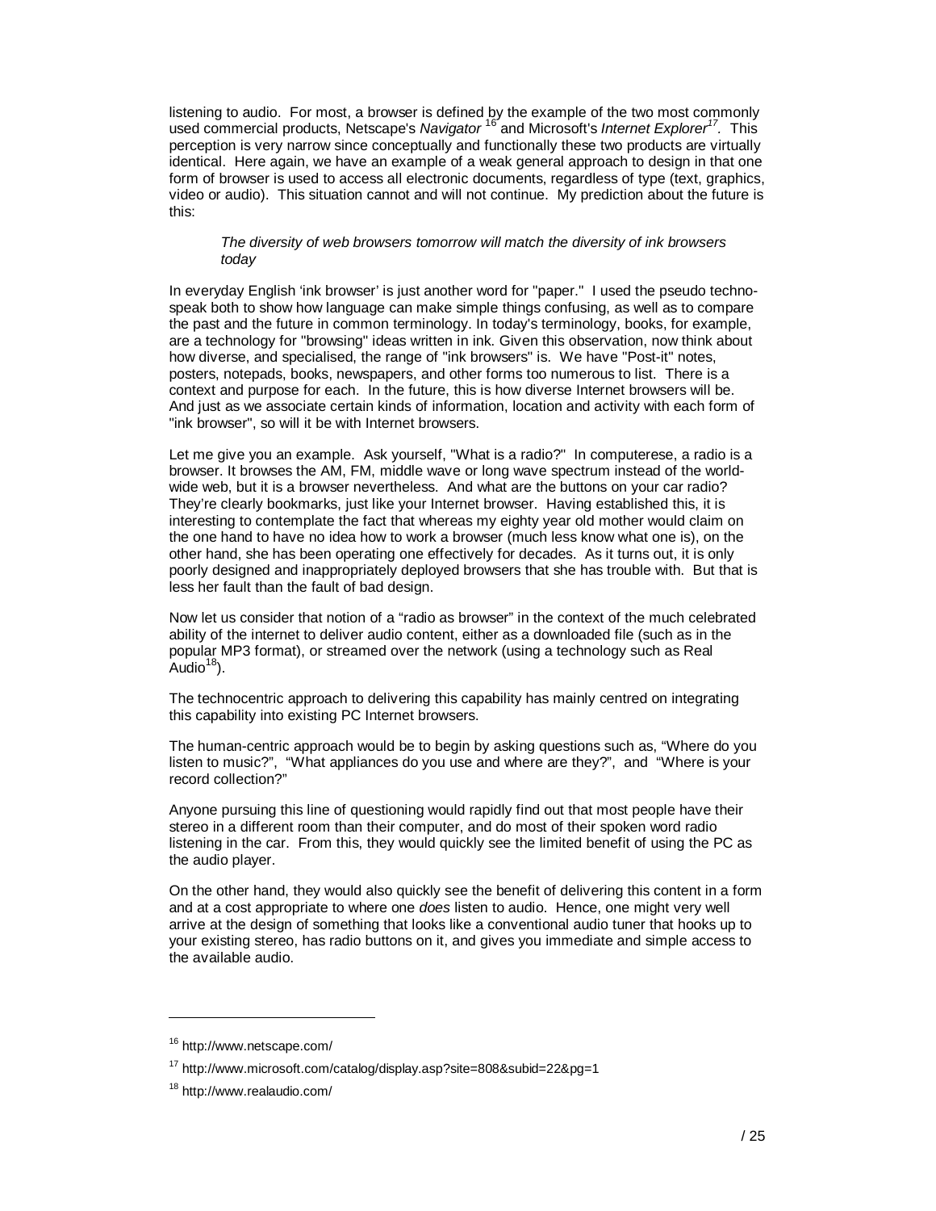listening to audio. For most, a browser is defined by the example of the two most commonly used commercial products, Netscape's *Navigator* [16] and Microsoft's *Internet Explorer*[17]. This perception is very narrow since conceptually and functionally these two products are virtually identical. Here again, we have an example of a weak general approach to design in that one form of browser is used to access all electronic documents, regardless of type (text, graphics, video or audio). This situation cannot and will not continue. My prediction about the future is this:

> *The diversity of web browsers tomorrow will match the diversity of ink browsers today*

In everyday English 'ink browser' is just another word for "paper." I used the pseudo techno-speak both to show how language can make simple things confusing, as well as to compare the past and the future in common terminology. In today's terminology, books, for example, are a technology for "browsing" ideas written in ink. Given this observation, now think about how diverse, and specialised, the range of "ink browsers" is. We have "Post-it" notes, posters, notepads, books, newspapers, and other forms too numerous to list. There is a context and purpose for each. In the future, this is how diverse Internet browsers will be. And just as we associate certain kinds of information, location and activity with each form of "ink browser", so will it be with Internet browsers.

Let me give you an example. Ask yourself, "What is a radio?" In computerese, a radio is a browser. It browses the AM, FM, middle wave or long wave spectrum instead of the world-wide web, but it is a browser nevertheless. And what are the buttons on your car radio? They're clearly bookmarks, just like your Internet browser. Having established this, it is interesting to contemplate the fact that whereas my eighty year old mother would claim on the one hand to have no idea how to work a browser (much less know what one is), on the other hand, she has been operating one effectively for decades. As it turns out, it is only poorly designed and inappropriately deployed browsers that she has trouble with. But that is less her fault than the fault of bad design.

Now let us consider that notion of a "radio as browser" in the context of the much celebrated ability of the internet to deliver audio content, either as a downloaded file (such as in the popular MP3 format), or streamed over the network (using a technology such as Real Audio[18]).

The technocentric approach to delivering this capability has mainly centred on integrating this capability into existing PC Internet browsers.

The human-centric approach would be to begin by asking questions such as, "Where do you listen to music?", "What appliances do you use and where are they?", and "Where is your record collection?"

Anyone pursuing this line of questioning would rapidly find out that most people have their stereo in a different room than their computer, and do most of their spoken word radio listening in the car. From this, they would quickly see the limited benefit of using the PC as the audio player.

On the other hand, they would also quickly see the benefit of delivering this content in a form and at a cost appropriate to where one *does* listen to audio. Hence, one might very well arrive at the design of something that looks like a conventional audio tuner that hooks up to your existing stereo, has radio buttons on it, and gives you immediate and simple access to the available audio.

---

[16] http://www.netscape.com/

[17] http://www.microsoft.com/catalog/display.asp?site=808&subid=22&pg=1

[18] http://www.realaudio.com/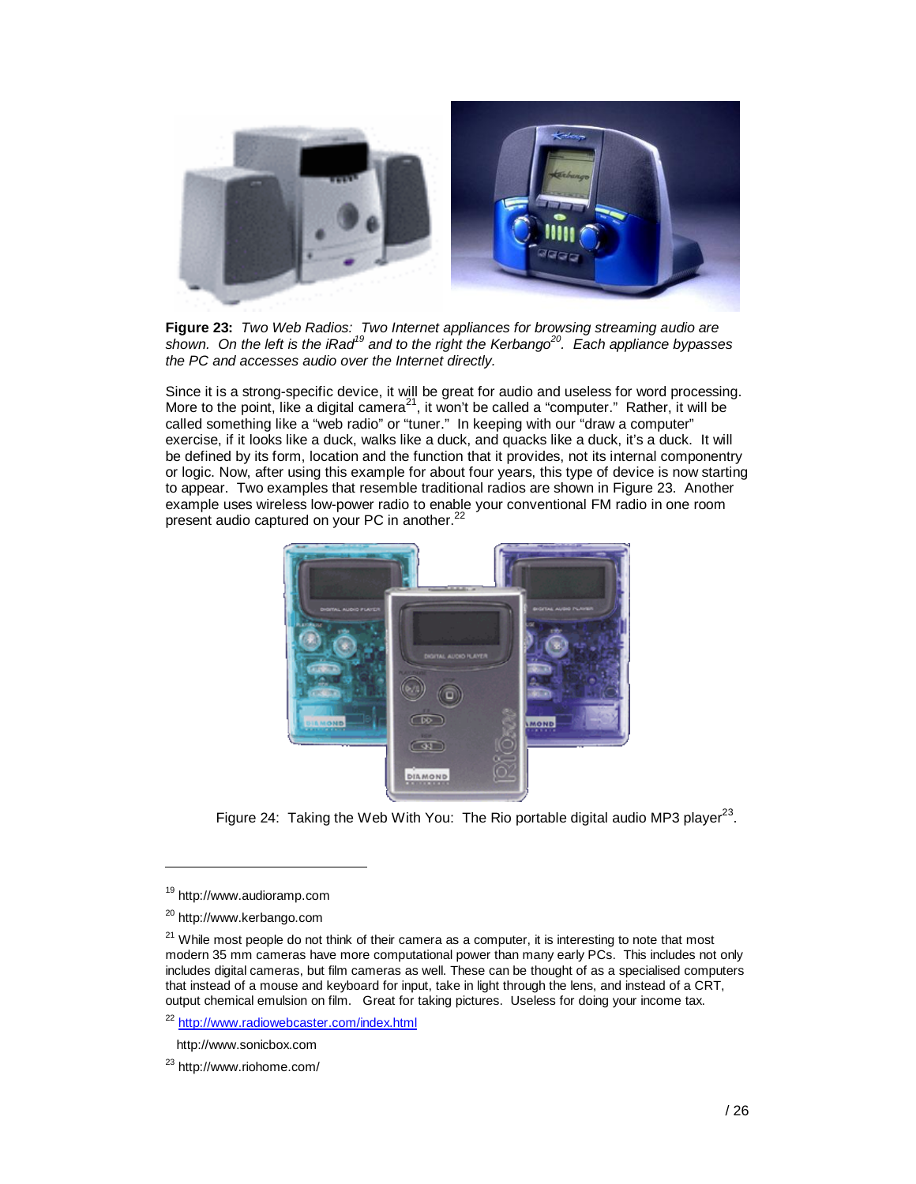**Figure 23:** *Two Web Radios: Two Internet appliances for browsing streaming audio are shown. On the left is the iRad*[19] *and to the right the Kerbango*[20]*. Each appliance bypasses the PC and accesses audio over the Internet directly.*

Since it is a strong-specific device, it will be great for audio and useless for word processing. More to the point, like a digital camera[21], it won't be called a "computer." Rather, it will be called something like a "web radio" or "tuner." In keeping with our "draw a computer" exercise, if it looks like a duck, walks like a duck, and quacks like a duck, it's a duck. It will be defined by its form, location and the function that it provides, not its internal componentry or logic. Now, after using this example for about four years, this type of device is now starting to appear. Two examples that resemble traditional radios are shown in Figure 23. Another example uses wireless low-power radio to enable your conventional FM radio in one room present audio captured on your PC in another.[22]

Figure 24: Taking the Web With You: The Rio portable digital audio MP3 player[23].

---

[19] http://www.audioramp.com

[20] http://www.kerbango.com

[21] While most people do not think of their camera as a computer, it is interesting to note that most modern 35 mm cameras have more computational power than many early PCs. This includes not only includes digital cameras, but film cameras as well. These can be thought of as a specialised computers that instead of a mouse and keyboard for input, take in light through the lens, and instead of a CRT, output chemical emulsion on film. Great for taking pictures. Useless for doing your income tax.

[22] http://www.radiowebcaster.com/index.html

http://www.sonicbox.com

[23] http://www.riohome.com/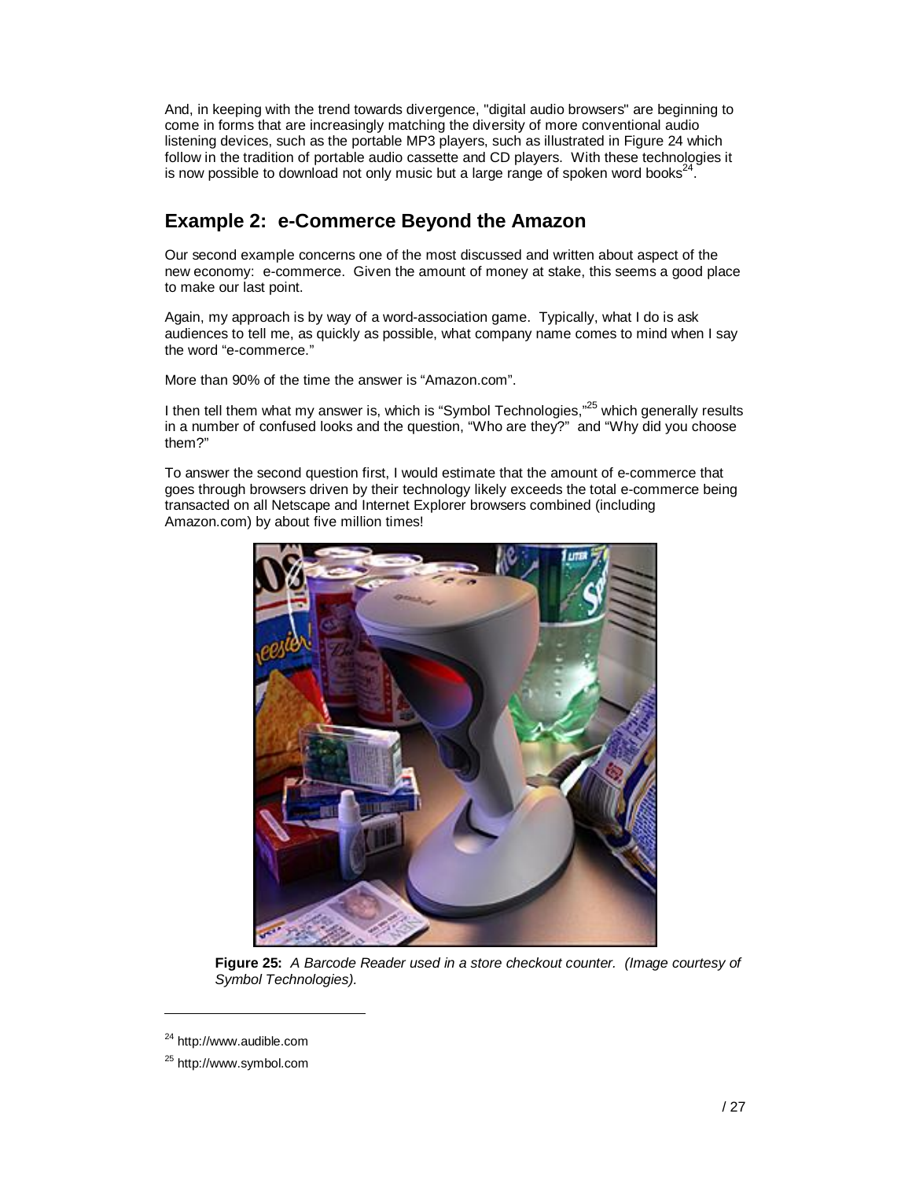And, in keeping with the trend towards divergence, "digital audio browsers" are beginning to come in forms that are increasingly matching the diversity of more conventional audio listening devices, such as the portable MP3 players, such as illustrated in Figure 24 which follow in the tradition of portable audio cassette and CD players. With these technologies it is now possible to download not only music but a large range of spoken word books[24].

## Example 2: e-Commerce Beyond the Amazon

Our second example concerns one of the most discussed and written about aspect of the new economy: e-commerce. Given the amount of money at stake, this seems a good place to make our last point.

Again, my approach is by way of a word-association game. Typically, what I do is ask audiences to tell me, as quickly as possible, what company name comes to mind when I say the word "e-commerce."

More than 90% of the time the answer is "Amazon.com".

I then tell them what my answer is, which is "Symbol Technologies,"[25] which generally results in a number of confused looks and the question, "Who are they?" and "Why did you choose them?"

To answer the second question first, I would estimate that the amount of e-commerce that goes through browsers driven by their technology likely exceeds the total e-commerce being transacted on all Netscape and Internet Explorer browsers combined (including Amazon.com) by about five million times!

**Figure 25:** *A Barcode Reader used in a store checkout counter. (Image courtesy of Symbol Technologies).*

[24] http://www.audible.com

[25] http://www.symbol.com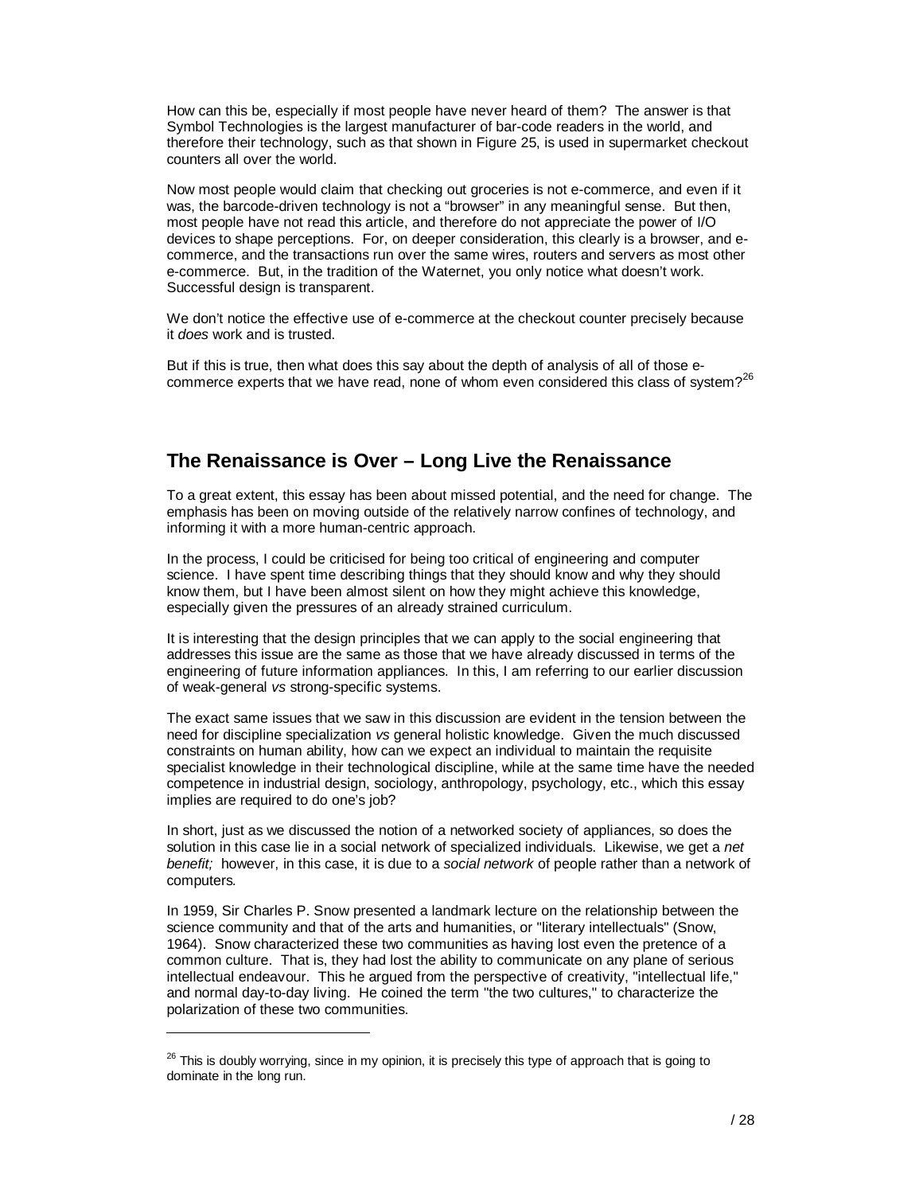How can this be, especially if most people have never heard of them? The answer is that Symbol Technologies is the largest manufacturer of bar-code readers in the world, and therefore their technology, such as that shown in Figure 25, is used in supermarket checkout counters all over the world.

Now most people would claim that checking out groceries is not e-commerce, and even if it was, the barcode-driven technology is not a "browser" in any meaningful sense. But then, most people have not read this article, and therefore do not appreciate the power of I/O devices to shape perceptions. For, on deeper consideration, this clearly is a browser, and e-commerce, and the transactions run over the same wires, routers and servers as most other e-commerce. But, in the tradition of the Waternet, you only notice what doesn't work. Successful design is transparent.

We don't notice the effective use of e-commerce at the checkout counter precisely because it *does* work and is trusted.

But if this is true, then what does this say about the depth of analysis of all of those e-commerce experts that we have read, none of whom even considered this class of system?[26]

## The Renaissance is Over – Long Live the Renaissance

To a great extent, this essay has been about missed potential, and the need for change. The emphasis has been on moving outside of the relatively narrow confines of technology, and informing it with a more human-centric approach.

In the process, I could be criticised for being too critical of engineering and computer science. I have spent time describing things that they should know and why they should know them, but I have been almost silent on how they might achieve this knowledge, especially given the pressures of an already strained curriculum.

It is interesting that the design principles that we can apply to the social engineering that addresses this issue are the same as those that we have already discussed in terms of the engineering of future information appliances. In this, I am referring to our earlier discussion of weak-general *vs* strong-specific systems.

The exact same issues that we saw in this discussion are evident in the tension between the need for discipline specialization *vs* general holistic knowledge. Given the much discussed constraints on human ability, how can we expect an individual to maintain the requisite specialist knowledge in their technological discipline, while at the same time have the needed competence in industrial design, sociology, anthropology, psychology, etc., which this essay implies are required to do one's job?

In short, just as we discussed the notion of a networked society of appliances, so does the solution in this case lie in a social network of specialized individuals. Likewise, we get a *net benefit;* however, in this case, it is due to a *social network* of people rather than a network of computers.

In 1959, Sir Charles P. Snow presented a landmark lecture on the relationship between the science community and that of the arts and humanities, or "literary intellectuals" (Snow, 1964). Snow characterized these two communities as having lost even the pretence of a common culture. That is, they had lost the ability to communicate on any plane of serious intellectual endeavour. This he argued from the perspective of creativity, "intellectual life," and normal day-to-day living. He coined the term "the two cultures," to characterize the polarization of these two communities.

---

[26] This is doubly worrying, since in my opinion, it is precisely this type of approach that is going to dominate in the long run.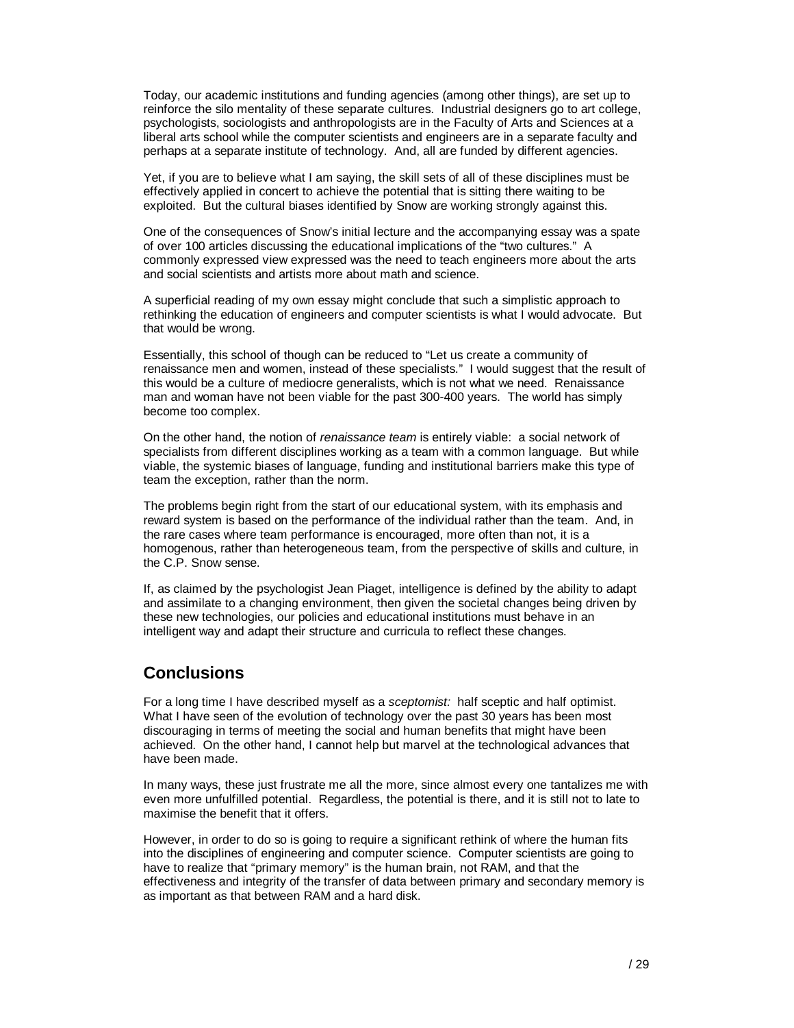Today, our academic institutions and funding agencies (among other things), are set up to reinforce the silo mentality of these separate cultures. Industrial designers go to art college, psychologists, sociologists and anthropologists are in the Faculty of Arts and Sciences at a liberal arts school while the computer scientists and engineers are in a separate faculty and perhaps at a separate institute of technology. And, all are funded by different agencies.

Yet, if you are to believe what I am saying, the skill sets of all of these disciplines must be effectively applied in concert to achieve the potential that is sitting there waiting to be exploited. But the cultural biases identified by Snow are working strongly against this.

One of the consequences of Snow's initial lecture and the accompanying essay was a spate of over 100 articles discussing the educational implications of the "two cultures." A commonly expressed view expressed was the need to teach engineers more about the arts and social scientists and artists more about math and science.

A superficial reading of my own essay might conclude that such a simplistic approach to rethinking the education of engineers and computer scientists is what I would advocate. But that would be wrong.

Essentially, this school of though can be reduced to "Let us create a community of renaissance men and women, instead of these specialists." I would suggest that the result of this would be a culture of mediocre generalists, which is not what we need. Renaissance man and woman have not been viable for the past 300-400 years. The world has simply become too complex.

On the other hand, the notion of *renaissance team* is entirely viable: a social network of specialists from different disciplines working as a team with a common language. But while viable, the systemic biases of language, funding and institutional barriers make this type of team the exception, rather than the norm.

The problems begin right from the start of our educational system, with its emphasis and reward system is based on the performance of the individual rather than the team. And, in the rare cases where team performance is encouraged, more often than not, it is a homogenous, rather than heterogeneous team, from the perspective of skills and culture, in the C.P. Snow sense.

If, as claimed by the psychologist Jean Piaget, intelligence is defined by the ability to adapt and assimilate to a changing environment, then given the societal changes being driven by these new technologies, our policies and educational institutions must behave in an intelligent way and adapt their structure and curricula to reflect these changes.

## Conclusions

For a long time I have described myself as a *sceptomist:* half sceptic and half optimist. What I have seen of the evolution of technology over the past 30 years has been most discouraging in terms of meeting the social and human benefits that might have been achieved. On the other hand, I cannot help but marvel at the technological advances that have been made.

In many ways, these just frustrate me all the more, since almost every one tantalizes me with even more unfulfilled potential. Regardless, the potential is there, and it is still not to late to maximise the benefit that it offers.

However, in order to do so is going to require a significant rethink of where the human fits into the disciplines of engineering and computer science. Computer scientists are going to have to realize that "primary memory" is the human brain, not RAM, and that the effectiveness and integrity of the transfer of data between primary and secondary memory is as important as that between RAM and a hard disk.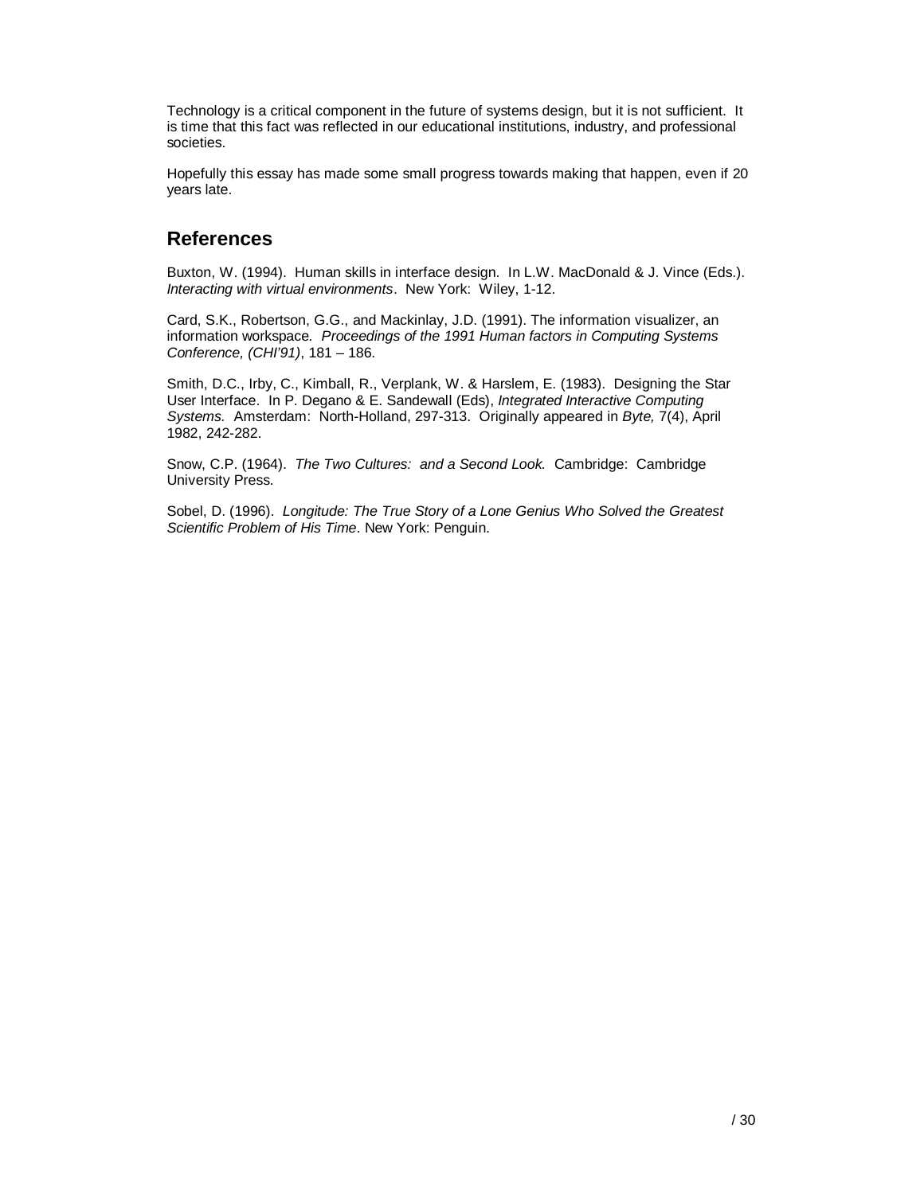Technology is a critical component in the future of systems design, but it is not sufficient. It is time that this fact was reflected in our educational institutions, industry, and professional societies.

Hopefully this essay has made some small progress towards making that happen, even if 20 years late.

## References

Buxton, W. (1994). Human skills in interface design. In L.W. MacDonald & J. Vince (Eds.). *Interacting with virtual environments*. New York: Wiley, 1-12.

Card, S.K., Robertson, G.G., and Mackinlay, J.D. (1991). The information visualizer, an information workspace. *Proceedings of the 1991 Human factors in Computing Systems Conference, (CHI'91)*, 181 – 186.

Smith, D.C., Irby, C., Kimball, R., Verplank, W. & Harslem, E. (1983). Designing the Star User Interface. In P. Degano & E. Sandewall (Eds), *Integrated Interactive Computing Systems.* Amsterdam: North-Holland, 297-313. Originally appeared in *Byte,* 7(4), April 1982, 242-282.

Snow, C.P. (1964). *The Two Cultures: and a Second Look.* Cambridge: Cambridge University Press.

Sobel, D. (1996). *Longitude: The True Story of a Lone Genius Who Solved the Greatest Scientific Problem of His Time*. New York: Penguin.